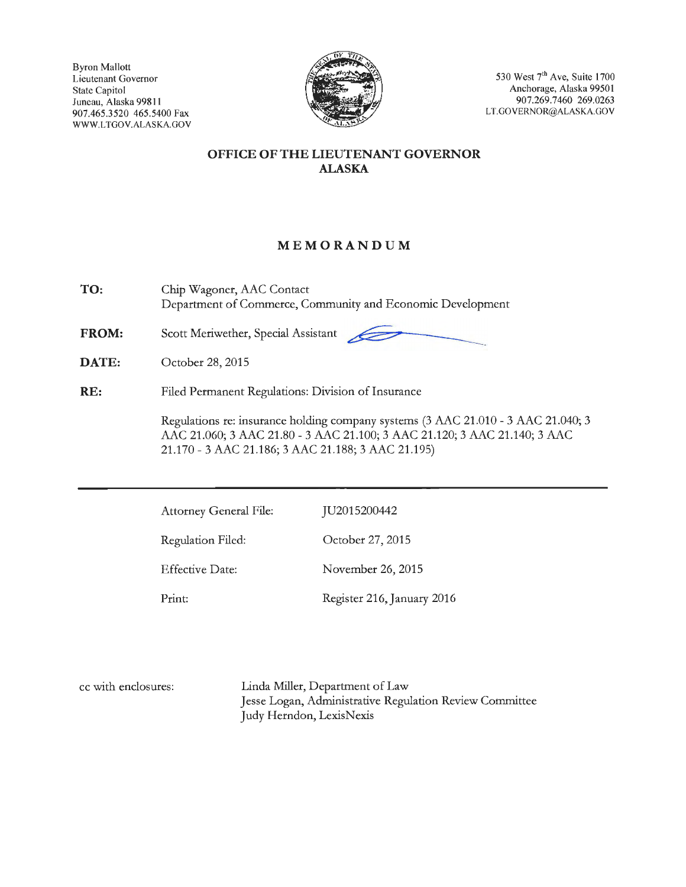Byron Mallott
Lieutenant Governor
State Capitol
Juneau, Alaska 99811
907.465.3520 465.5400 Fax
WWW.LTGOV.ALASKA.GOV

530 West 7th Ave, Suite 1700
Anchorage, Alaska 99501
907.269.7460 269.0263
LT.GOVERNOR@ALASKA.GOV

## OFFICE OF THE LIEUTENANT GOVERNOR
## ALASKA

# MEMORANDUM

**TO:** Chip Wagoner, AAC Contact
Department of Commerce, Community and Economic Development

**FROM:** Scott Meriwether, Special Assistant

**DATE:** October 28, 2015

**RE:** Filed Permanent Regulations: Division of Insurance

Regulations re: insurance holding company systems (3 AAC 21.010 - 3 AAC 21.040; 3 AAC 21.060; 3 AAC 21.80 - 3 AAC 21.100; 3 AAC 21.120; 3 AAC 21.140; 3 AAC 21.170 - 3 AAC 21.186; 3 AAC 21.188; 3 AAC 21.195)

---

| | |
|---|---|
| Attorney General File: | JU2015200442 |
| Regulation Filed: | October 27, 2015 |
| Effective Date: | November 26, 2015 |
| Print: | Register 216, January 2016 |

cc with enclosures: Linda Miller, Department of Law
Jesse Logan, Administrative Regulation Review Committee
Judy Herndon, LexisNexis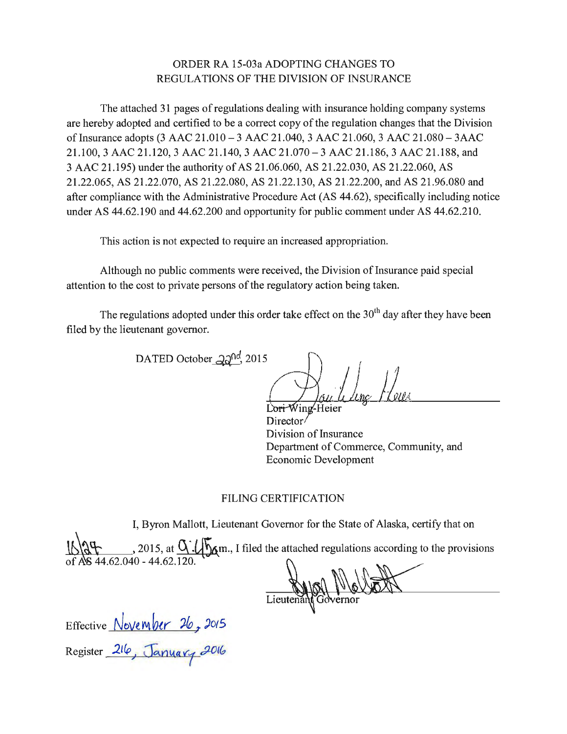ORDER RA 15-03a ADOPTING CHANGES TO
REGULATIONS OF THE DIVISION OF INSURANCE

The attached 31 pages of regulations dealing with insurance holding company systems are hereby adopted and certified to be a correct copy of the regulation changes that the Division of Insurance adopts (3 AAC 21.010 – 3 AAC 21.040, 3 AAC 21.060, 3 AAC 21.080 – 3AAC 21.100, 3 AAC 21.120, 3 AAC 21.140, 3 AAC 21.070 – 3 AAC 21.186, 3 AAC 21.188, and 3 AAC 21.195) under the authority of AS 21.06.060, AS 21.22.030, AS 21.22.060, AS 21.22.065, AS 21.22.070, AS 21.22.080, AS 21.22.130, AS 21.22.200, and AS 21.96.080 and after compliance with the Administrative Procedure Act (AS 44.62), specifically including notice under AS 44.62.190 and 44.62.200 and opportunity for public comment under AS 44.62.210.

This action is not expected to require an increased appropriation.

Although no public comments were received, the Division of Insurance paid special attention to the cost to private persons of the regulatory action being taken.

The regulations adopted under this order take effect on the 30th day after they have been filed by the lieutenant governor.

DATED October 22nd, 2015

Lori Wing-Heier
Director
Division of Insurance
Department of Commerce, Community, and Economic Development

FILING CERTIFICATION

I, Byron Mallott, Lieutenant Governor for the State of Alaska, certify that on 10/27, 2015, at 9:45 a.m., I filed the attached regulations according to the provisions of AS 44.62.040 - 44.62.120.

Lieutenant Governor

Effective November 26, 2015

Register 216, January 2016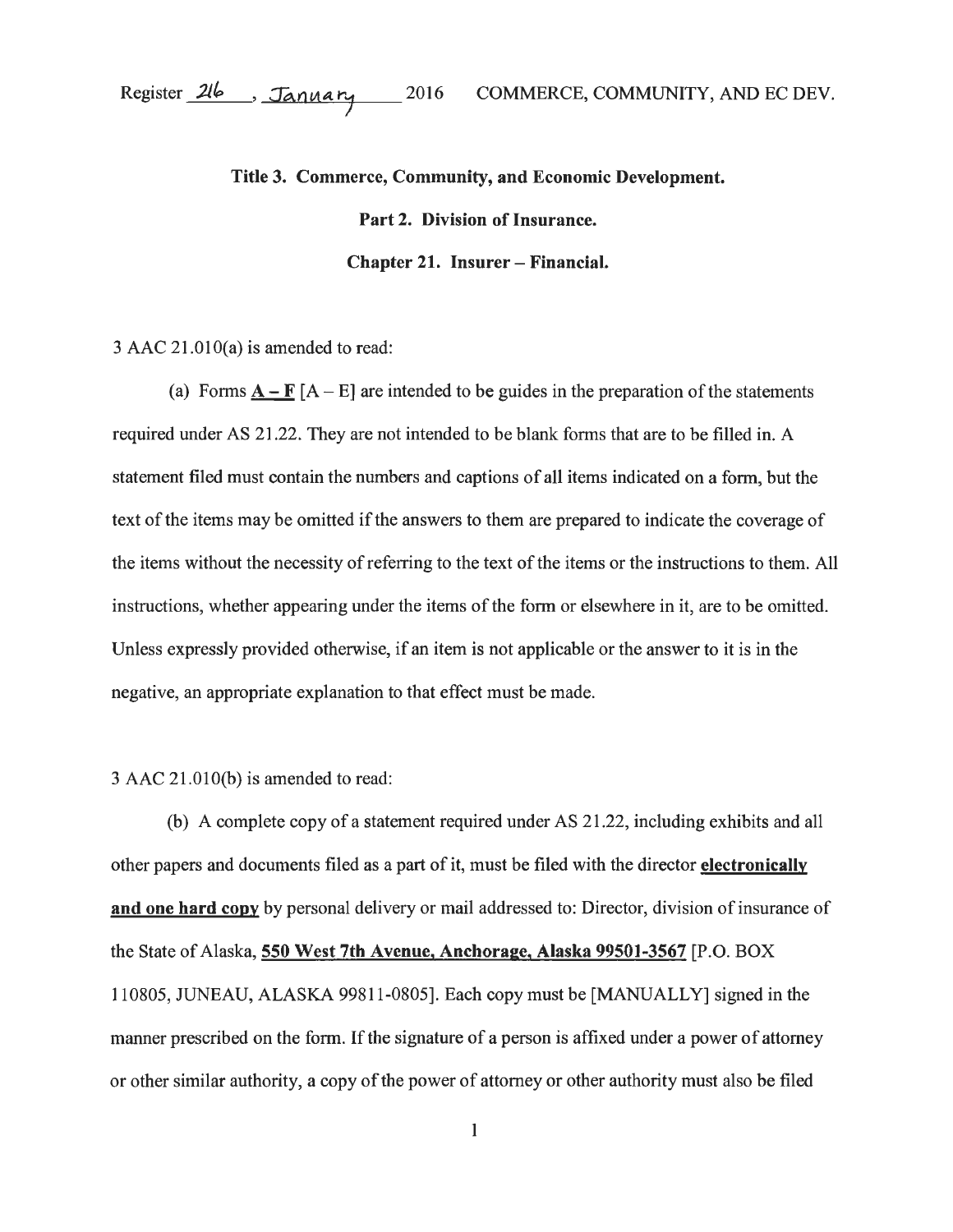Register 216, January 2016 COMMERCE, COMMUNITY, AND EC DEV.

**Title 3. Commerce, Community, and Economic Development.**

**Part 2. Division of Insurance.**

**Chapter 21. Insurer – Financial.**

3 AAC 21.010(a) is amended to read:

(a) Forms **A – F** [A – E] are intended to be guides in the preparation of the statements required under AS 21.22. They are not intended to be blank forms that are to be filled in. A statement filed must contain the numbers and captions of all items indicated on a form, but the text of the items may be omitted if the answers to them are prepared to indicate the coverage of the items without the necessity of referring to the text of the items or the instructions to them. All instructions, whether appearing under the items of the form or elsewhere in it, are to be omitted. Unless expressly provided otherwise, if an item is not applicable or the answer to it is in the negative, an appropriate explanation to that effect must be made.

3 AAC 21.010(b) is amended to read:

(b) A complete copy of a statement required under AS 21.22, including exhibits and all other papers and documents filed as a part of it, must be filed with the director **electronically and one hard copy** by personal delivery or mail addressed to: Director, division of insurance of the State of Alaska, **550 West 7th Avenue, Anchorage, Alaska 99501-3567** [P.O. BOX 110805, JUNEAU, ALASKA 99811-0805]. Each copy must be [MANUALLY] signed in the manner prescribed on the form. If the signature of a person is affixed under a power of attorney or other similar authority, a copy of the power of attorney or other authority must also be filed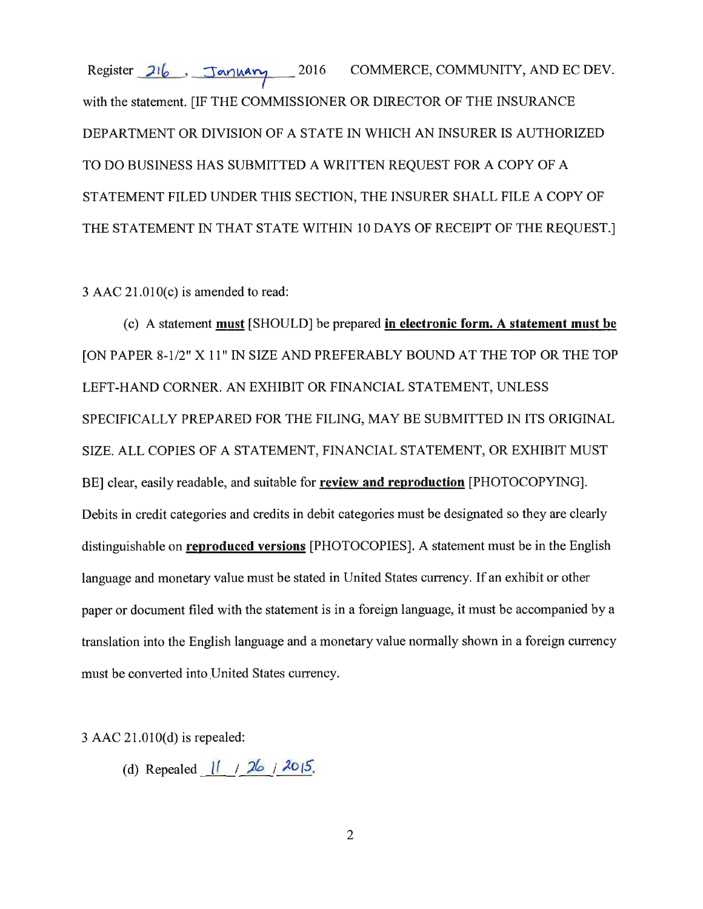with the statement. [IF THE COMMISSIONER OR DIRECTOR OF THE INSURANCE DEPARTMENT OR DIVISION OF A STATE IN WHICH AN INSURER IS AUTHORIZED TO DO BUSINESS HAS SUBMITTED A WRITTEN REQUEST FOR A COPY OF A STATEMENT FILED UNDER THIS SECTION, THE INSURER SHALL FILE A COPY OF THE STATEMENT IN THAT STATE WITHIN 10 DAYS OF RECEIPT OF THE REQUEST.]

3 AAC 21.010(c) is amended to read:

(c) A statement **must** [SHOULD] be prepared **in electronic form. A statement must be** [ON PAPER 8-1/2" X 11" IN SIZE AND PREFERABLY BOUND AT THE TOP OR THE TOP LEFT-HAND CORNER. AN EXHIBIT OR FINANCIAL STATEMENT, UNLESS SPECIFICALLY PREPARED FOR THE FILING, MAY BE SUBMITTED IN ITS ORIGINAL SIZE. ALL COPIES OF A STATEMENT, FINANCIAL STATEMENT, OR EXHIBIT MUST BE] clear, easily readable, and suitable for **review and reproduction** [PHOTOCOPYING]. Debits in credit categories and credits in debit categories must be designated so they are clearly distinguishable on **reproduced versions** [PHOTOCOPIES]. A statement must be in the English language and monetary value must be stated in United States currency. If an exhibit or other paper or document filed with the statement is in a foreign language, it must be accompanied by a translation into the English language and a monetary value normally shown in a foreign currency must be converted into United States currency.

3 AAC 21.010(d) is repealed:

(d) Repealed 11 / 26 / 2015.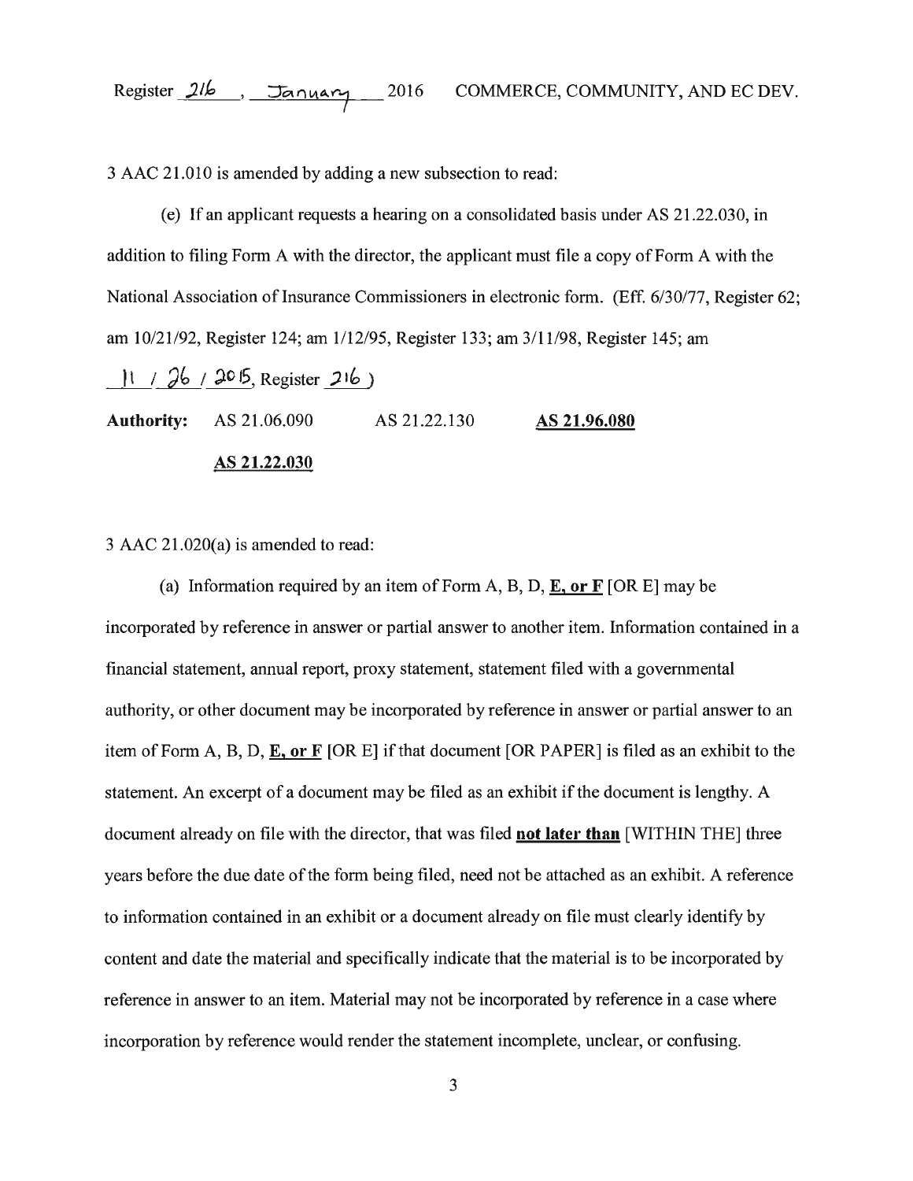3 AAC 21.010 is amended by adding a new subsection to read:

(e) If an applicant requests a hearing on a consolidated basis under AS 21.22.030, in addition to filing Form A with the director, the applicant must file a copy of Form A with the National Association of Insurance Commissioners in electronic form. (Eff. 6/30/77, Register 62; am 10/21/92, Register 124; am 1/12/95, Register 133; am 3/11/98, Register 145; am 11 / 26 / 2015, Register 216)

**Authority:** AS 21.06.090 AS 21.22.130 **AS 21.96.080**

**AS 21.22.030**

3 AAC 21.020(a) is amended to read:

(a) Information required by an item of Form A, B, D, **E, or F** [OR E] may be incorporated by reference in answer or partial answer to another item. Information contained in a financial statement, annual report, proxy statement, statement filed with a governmental authority, or other document may be incorporated by reference in answer or partial answer to an item of Form A, B, D, **E, or F** [OR E] if that document [OR PAPER] is filed as an exhibit to the statement. An excerpt of a document may be filed as an exhibit if the document is lengthy. A document already on file with the director, that was filed **not later than** [WITHIN THE] three years before the due date of the form being filed, need not be attached as an exhibit. A reference to information contained in an exhibit or a document already on file must clearly identify by content and date the material and specifically indicate that the material is to be incorporated by reference in answer to an item. Material may not be incorporated by reference in a case where incorporation by reference would render the statement incomplete, unclear, or confusing.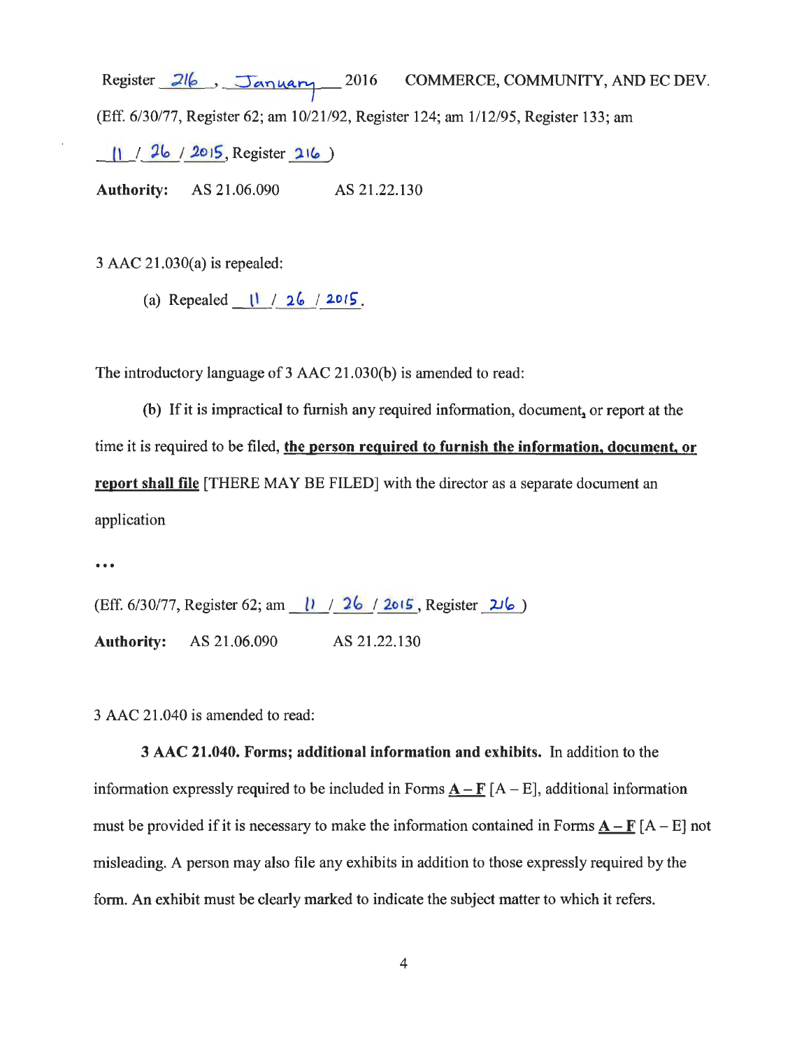(Eff. 6/30/77, Register 62; am 10/21/92, Register 124; am 1/12/95, Register 133; am 11 / 26 / 2015, Register 216 )

**Authority:** AS 21.06.090 AS 21.22.130

3 AAC 21.030(a) is repealed:

(a) Repealed 11 / 26 / 2015.

The introductory language of 3 AAC 21.030(b) is amended to read:

(b) If it is impractical to furnish any required information, document, or report at the time it is required to be filed, **the person required to furnish the information, document, or report shall file** [THERE MAY BE FILED] with the director as a separate document an application

...

(Eff. 6/30/77, Register 62; am 11 / 26 / 2015, Register 216 )

**Authority:** AS 21.06.090 AS 21.22.130

3 AAC 21.040 is amended to read:

**3 AAC 21.040. Forms; additional information and exhibits.** In addition to the information expressly required to be included in Forms **A – F** [A – E], additional information must be provided if it is necessary to make the information contained in Forms **A – F** [A – E] not misleading. A person may also file any exhibits in addition to those expressly required by the form. An exhibit must be clearly marked to indicate the subject matter to which it refers.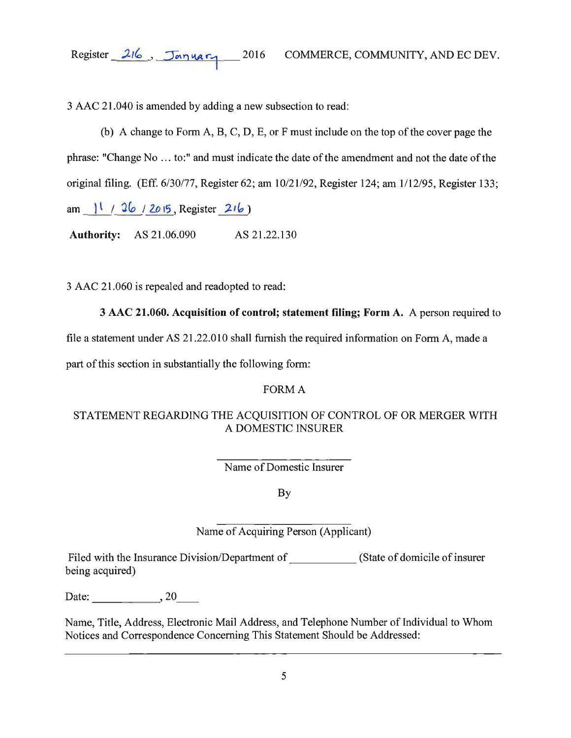3 AAC 21.040 is amended by adding a new subsection to read:

(b) A change to Form A, B, C, D, E, or F must include on the top of the cover page the phrase: "Change No ... to:" and must indicate the date of the amendment and not the date of the original filing. (Eff. 6/30/77, Register 62; am 10/21/92, Register 124; am 1/12/95, Register 133; am 11 / 26 / 2015, Register 216)

**Authority:** AS 21.06.090 AS 21.22.130

3 AAC 21.060 is repealed and readopted to read:

**3 AAC 21.060. Acquisition of control; statement filing; Form A.** A person required to file a statement under AS 21.22.010 shall furnish the required information on Form A, made a part of this section in substantially the following form:

FORM A

STATEMENT REGARDING THE ACQUISITION OF CONTROL OF OR MERGER WITH A DOMESTIC INSURER

______________________
Name of Domestic Insurer

By

______________________
Name of Acquiring Person (Applicant)

Filed with the Insurance Division/Department of ___________ (State of domicile of insurer being acquired)

Date: ___________, 20____

Name, Title, Address, Electronic Mail Address, and Telephone Number of Individual to Whom Notices and Correspondence Concerning This Statement Should be Addressed:

______________________________________________________________________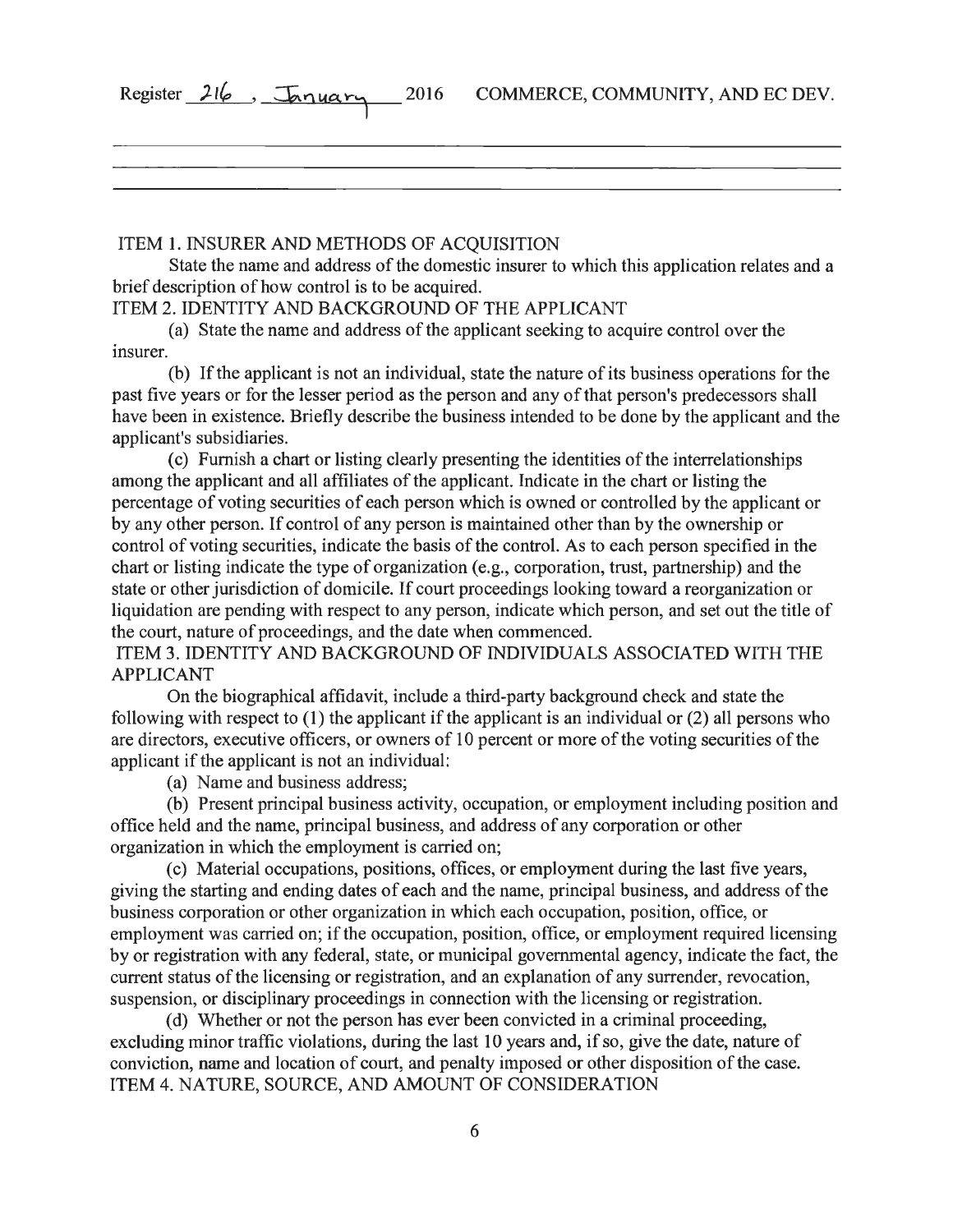ITEM 1. INSURER AND METHODS OF ACQUISITION

State the name and address of the domestic insurer to which this application relates and a brief description of how control is to be acquired.

ITEM 2. IDENTITY AND BACKGROUND OF THE APPLICANT

(a) State the name and address of the applicant seeking to acquire control over the insurer.

(b) If the applicant is not an individual, state the nature of its business operations for the past five years or for the lesser period as the person and any of that person's predecessors shall have been in existence. Briefly describe the business intended to be done by the applicant and the applicant's subsidiaries.

(c) Furnish a chart or listing clearly presenting the identities of the interrelationships among the applicant and all affiliates of the applicant. Indicate in the chart or listing the percentage of voting securities of each person which is owned or controlled by the applicant or by any other person. If control of any person is maintained other than by the ownership or control of voting securities, indicate the basis of the control. As to each person specified in the chart or listing indicate the type of organization (e.g., corporation, trust, partnership) and the state or other jurisdiction of domicile. If court proceedings looking toward a reorganization or liquidation are pending with respect to any person, indicate which person, and set out the title of the court, nature of proceedings, and the date when commenced.

ITEM 3. IDENTITY AND BACKGROUND OF INDIVIDUALS ASSOCIATED WITH THE APPLICANT

On the biographical affidavit, include a third-party background check and state the following with respect to (1) the applicant if the applicant is an individual or (2) all persons who are directors, executive officers, or owners of 10 percent or more of the voting securities of the applicant if the applicant is not an individual:

(a) Name and business address;

(b) Present principal business activity, occupation, or employment including position and office held and the name, principal business, and address of any corporation or other organization in which the employment is carried on;

(c) Material occupations, positions, offices, or employment during the last five years, giving the starting and ending dates of each and the name, principal business, and address of the business corporation or other organization in which each occupation, position, office, or employment was carried on; if the occupation, position, office, or employment required licensing by or registration with any federal, state, or municipal governmental agency, indicate the fact, the current status of the licensing or registration, and an explanation of any surrender, revocation, suspension, or disciplinary proceedings in connection with the licensing or registration.

(d) Whether or not the person has ever been convicted in a criminal proceeding, excluding minor traffic violations, during the last 10 years and, if so, give the date, nature of conviction, name and location of court, and penalty imposed or other disposition of the case.

ITEM 4. NATURE, SOURCE, AND AMOUNT OF CONSIDERATION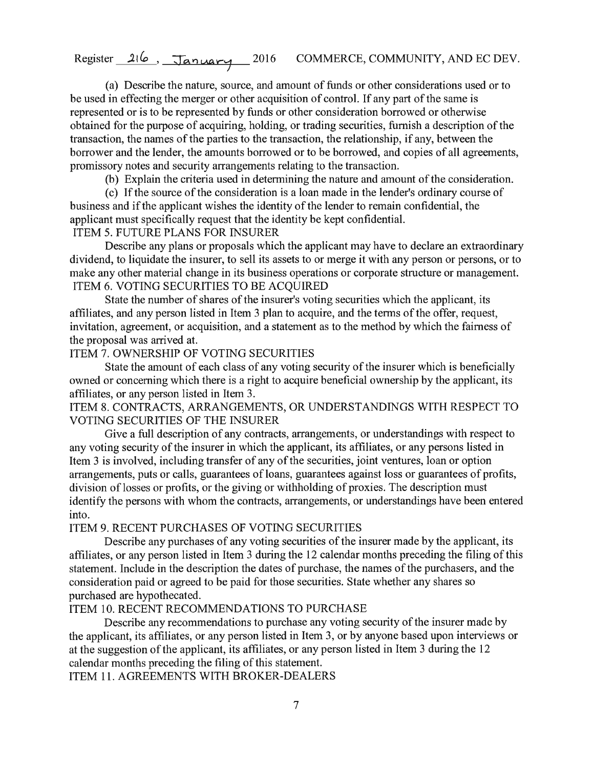(a) Describe the nature, source, and amount of funds or other considerations used or to be used in effecting the merger or other acquisition of control. If any part of the same is represented or is to be represented by funds or other consideration borrowed or otherwise obtained for the purpose of acquiring, holding, or trading securities, furnish a description of the transaction, the names of the parties to the transaction, the relationship, if any, between the borrower and the lender, the amounts borrowed or to be borrowed, and copies of all agreements, promissory notes and security arrangements relating to the transaction.

(b) Explain the criteria used in determining the nature and amount of the consideration.

(c) If the source of the consideration is a loan made in the lender's ordinary course of business and if the applicant wishes the identity of the lender to remain confidential, the applicant must specifically request that the identity be kept confidential.

ITEM 5. FUTURE PLANS FOR INSURER

Describe any plans or proposals which the applicant may have to declare an extraordinary dividend, to liquidate the insurer, to sell its assets to or merge it with any person or persons, or to make any other material change in its business operations or corporate structure or management.

ITEM 6. VOTING SECURITIES TO BE ACQUIRED

State the number of shares of the insurer's voting securities which the applicant, its affiliates, and any person listed in Item 3 plan to acquire, and the terms of the offer, request, invitation, agreement, or acquisition, and a statement as to the method by which the fairness of the proposal was arrived at.

ITEM 7. OWNERSHIP OF VOTING SECURITIES

State the amount of each class of any voting security of the insurer which is beneficially owned or concerning which there is a right to acquire beneficial ownership by the applicant, its affiliates, or any person listed in Item 3.

ITEM 8. CONTRACTS, ARRANGEMENTS, OR UNDERSTANDINGS WITH RESPECT TO VOTING SECURITIES OF THE INSURER

Give a full description of any contracts, arrangements, or understandings with respect to any voting security of the insurer in which the applicant, its affiliates, or any persons listed in Item 3 is involved, including transfer of any of the securities, joint ventures, loan or option arrangements, puts or calls, guarantees of loans, guarantees against loss or guarantees of profits, division of losses or profits, or the giving or withholding of proxies. The description must identify the persons with whom the contracts, arrangements, or understandings have been entered into.

ITEM 9. RECENT PURCHASES OF VOTING SECURITIES

Describe any purchases of any voting securities of the insurer made by the applicant, its affiliates, or any person listed in Item 3 during the 12 calendar months preceding the filing of this statement. Include in the description the dates of purchase, the names of the purchasers, and the consideration paid or agreed to be paid for those securities. State whether any shares so purchased are hypothecated.

ITEM 10. RECENT RECOMMENDATIONS TO PURCHASE

Describe any recommendations to purchase any voting security of the insurer made by the applicant, its affiliates, or any person listed in Item 3, or by anyone based upon interviews or at the suggestion of the applicant, its affiliates, or any person listed in Item 3 during the 12 calendar months preceding the filing of this statement.

ITEM 11. AGREEMENTS WITH BROKER-DEALERS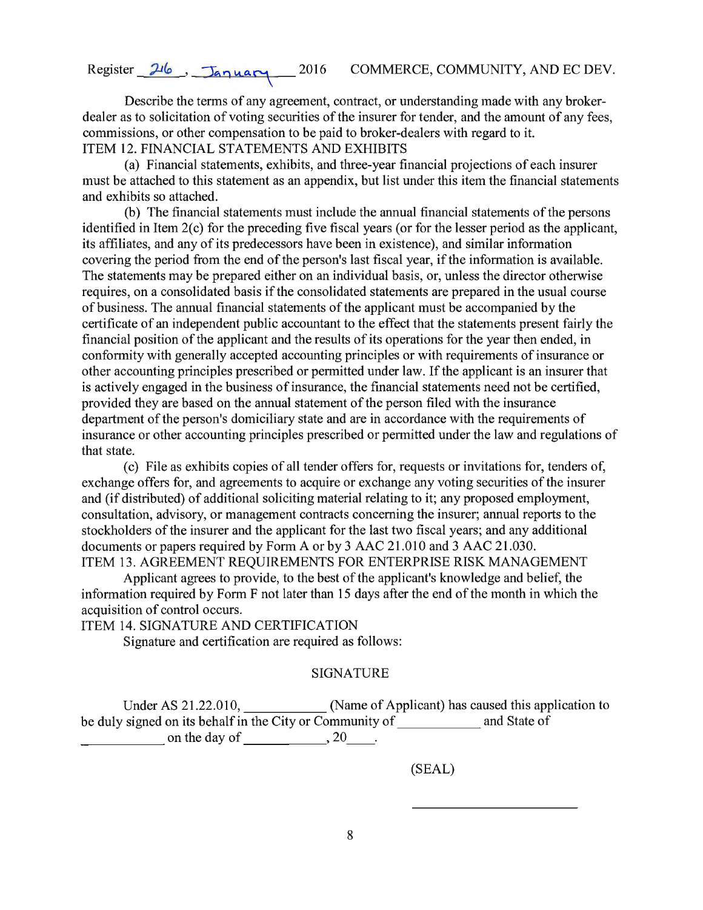Describe the terms of any agreement, contract, or understanding made with any broker-dealer as to solicitation of voting securities of the insurer for tender, and the amount of any fees, commissions, or other compensation to be paid to broker-dealers with regard to it.

ITEM 12. FINANCIAL STATEMENTS AND EXHIBITS

(a) Financial statements, exhibits, and three-year financial projections of each insurer must be attached to this statement as an appendix, but list under this item the financial statements and exhibits so attached.

(b) The financial statements must include the annual financial statements of the persons identified in Item 2(c) for the preceding five fiscal years (or for the lesser period as the applicant, its affiliates, and any of its predecessors have been in existence), and similar information covering the period from the end of the person's last fiscal year, if the information is available. The statements may be prepared either on an individual basis, or, unless the director otherwise requires, on a consolidated basis if the consolidated statements are prepared in the usual course of business. The annual financial statements of the applicant must be accompanied by the certificate of an independent public accountant to the effect that the statements present fairly the financial position of the applicant and the results of its operations for the year then ended, in conformity with generally accepted accounting principles or with requirements of insurance or other accounting principles prescribed or permitted under law. If the applicant is an insurer that is actively engaged in the business of insurance, the financial statements need not be certified, provided they are based on the annual statement of the person filed with the insurance department of the person's domiciliary state and are in accordance with the requirements of insurance or other accounting principles prescribed or permitted under the law and regulations of that state.

(c) File as exhibits copies of all tender offers for, requests or invitations for, tenders of, exchange offers for, and agreements to acquire or exchange any voting securities of the insurer and (if distributed) of additional soliciting material relating to it; any proposed employment, consultation, advisory, or management contracts concerning the insurer; annual reports to the stockholders of the insurer and the applicant for the last two fiscal years; and any additional documents or papers required by Form A or by 3 AAC 21.010 and 3 AAC 21.030.

ITEM 13. AGREEMENT REQUIREMENTS FOR ENTERPRISE RISK MANAGEMENT

Applicant agrees to provide, to the best of the applicant's knowledge and belief, the information required by Form F not later than 15 days after the end of the month in which the acquisition of control occurs.

ITEM 14. SIGNATURE AND CERTIFICATION

Signature and certification are required as follows:

SIGNATURE

Under AS 21.22.010, ___________ (Name of Applicant) has caused this application to be duly signed on its behalf in the City or Community of ___________ and State of ___________ on the day of ___________, 20____.

(SEAL)

_______________________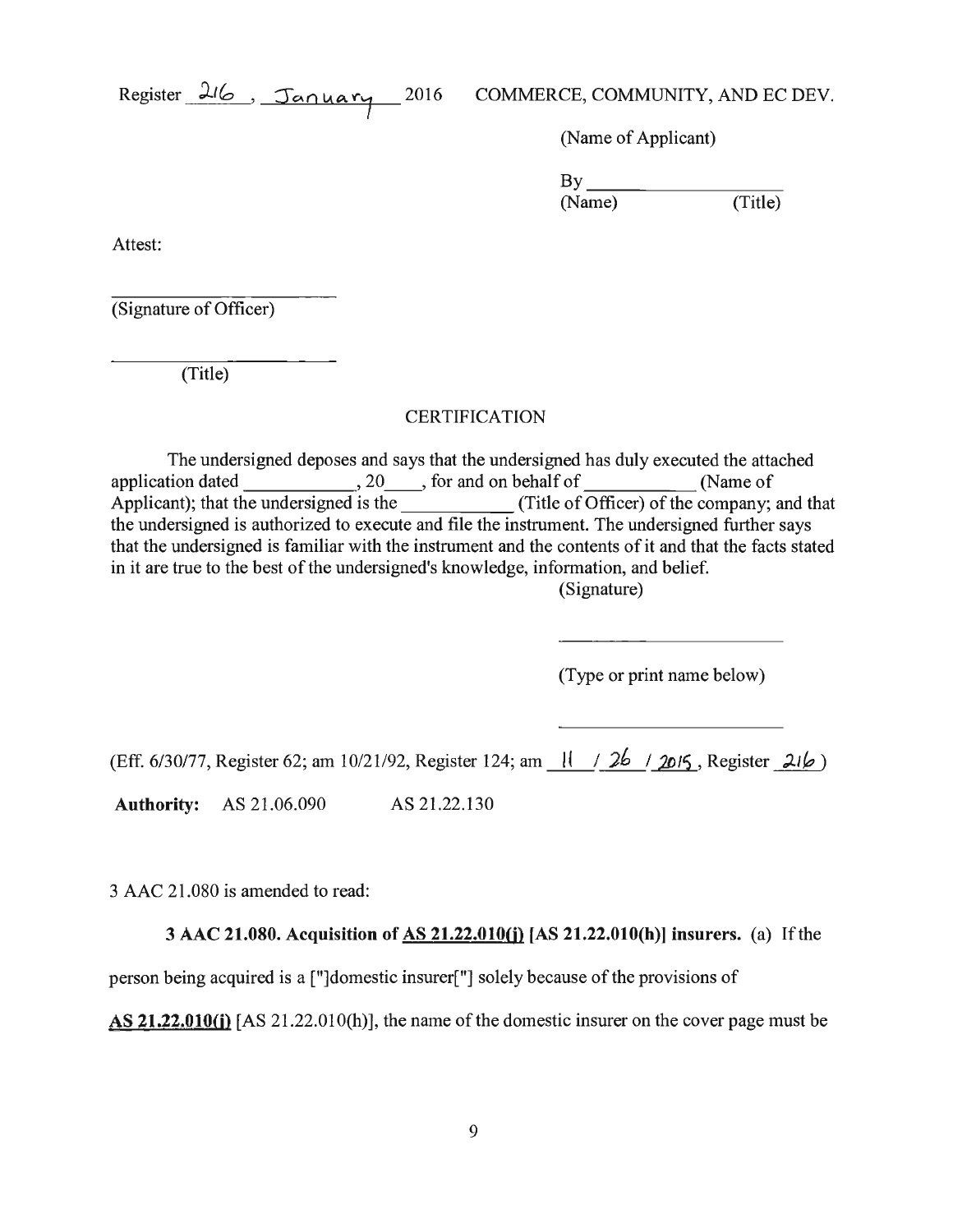(Name of Applicant)

By \_\_\_\_\_\_\_\_\_\_\_\_\_\_\_\_\_\_\_\_
(Name) (Title)

Attest:

\_\_\_\_\_\_\_\_\_\_\_\_\_\_\_\_\_\_\_\_
(Signature of Officer)

\_\_\_\_\_\_\_\_\_\_\_\_\_\_\_\_\_\_\_\_
(Title)

CERTIFICATION

The undersigned deposes and says that the undersigned has duly executed the attached application dated \_\_\_\_\_\_\_\_\_\_\_, 20\_\_\_\_, for and on behalf of \_\_\_\_\_\_\_\_\_\_\_ (Name of Applicant); that the undersigned is the \_\_\_\_\_\_\_\_\_\_\_ (Title of Officer) of the company; and that the undersigned is authorized to execute and file the instrument. The undersigned further says that the undersigned is familiar with the instrument and the contents of it and that the facts stated in it are true to the best of the undersigned's knowledge, information, and belief.

(Signature)

\_\_\_\_\_\_\_\_\_\_\_\_\_\_\_\_\_\_\_\_

(Type or print name below)

\_\_\_\_\_\_\_\_\_\_\_\_\_\_\_\_\_\_\_\_

(Eff. 6/30/77, Register 62; am 10/21/92, Register 124; am 11 / 26 / 2015, Register 216)

**Authority:** AS 21.06.090 AS 21.22.130

3 AAC 21.080 is amended to read:

**3 AAC 21.080. Acquisition of AS 21.22.010(j) [AS 21.22.010(h)] insurers.** (a) If the person being acquired is a ["]domestic insurer["] solely because of the provisions of **AS 21.22.010(j)** [AS 21.22.010(h)], the name of the domestic insurer on the cover page must be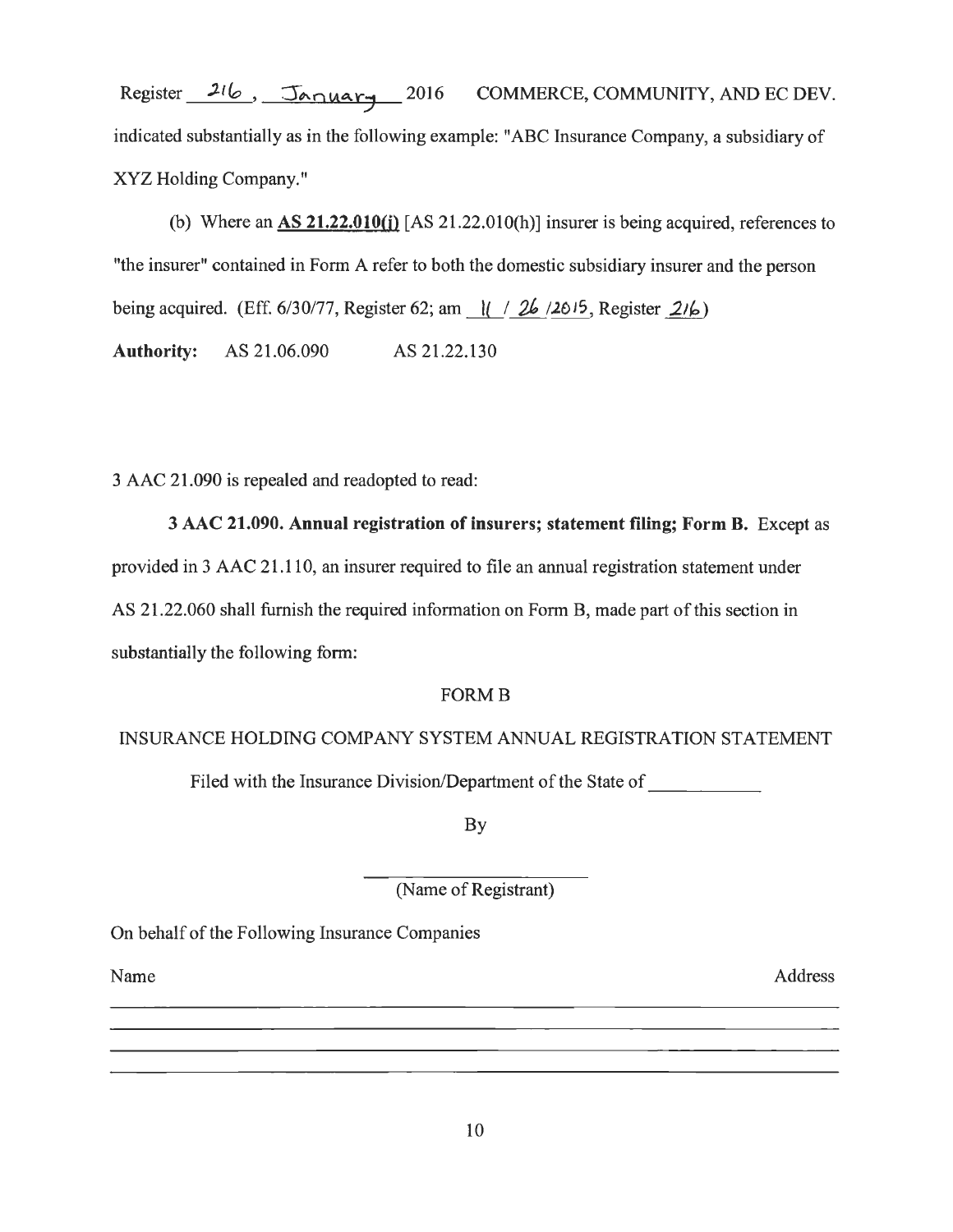indicated substantially as in the following example: "ABC Insurance Company, a subsidiary of XYZ Holding Company."

(b) Where an **AS 21.22.010(i)** [AS 21.22.010(h)] insurer is being acquired, references to "the insurer" contained in Form A refer to both the domestic subsidiary insurer and the person being acquired. (Eff. 6/30/77, Register 62; am 1( / 26 /2015, Register 216)

**Authority:** AS 21.06.090 AS 21.22.130

3 AAC 21.090 is repealed and readopted to read:

**3 AAC 21.090. Annual registration of insurers; statement filing; Form B.** Except as provided in 3 AAC 21.110, an insurer required to file an annual registration statement under AS 21.22.060 shall furnish the required information on Form B, made part of this section in substantially the following form:

FORM B

INSURANCE HOLDING COMPANY SYSTEM ANNUAL REGISTRATION STATEMENT

Filed with the Insurance Division/Department of the State of ___________

By

______________________

(Name of Registrant)

On behalf of the Following Insurance Companies

| Name | Address |
| --- | --- |
| | |
| | |
| | |
| | |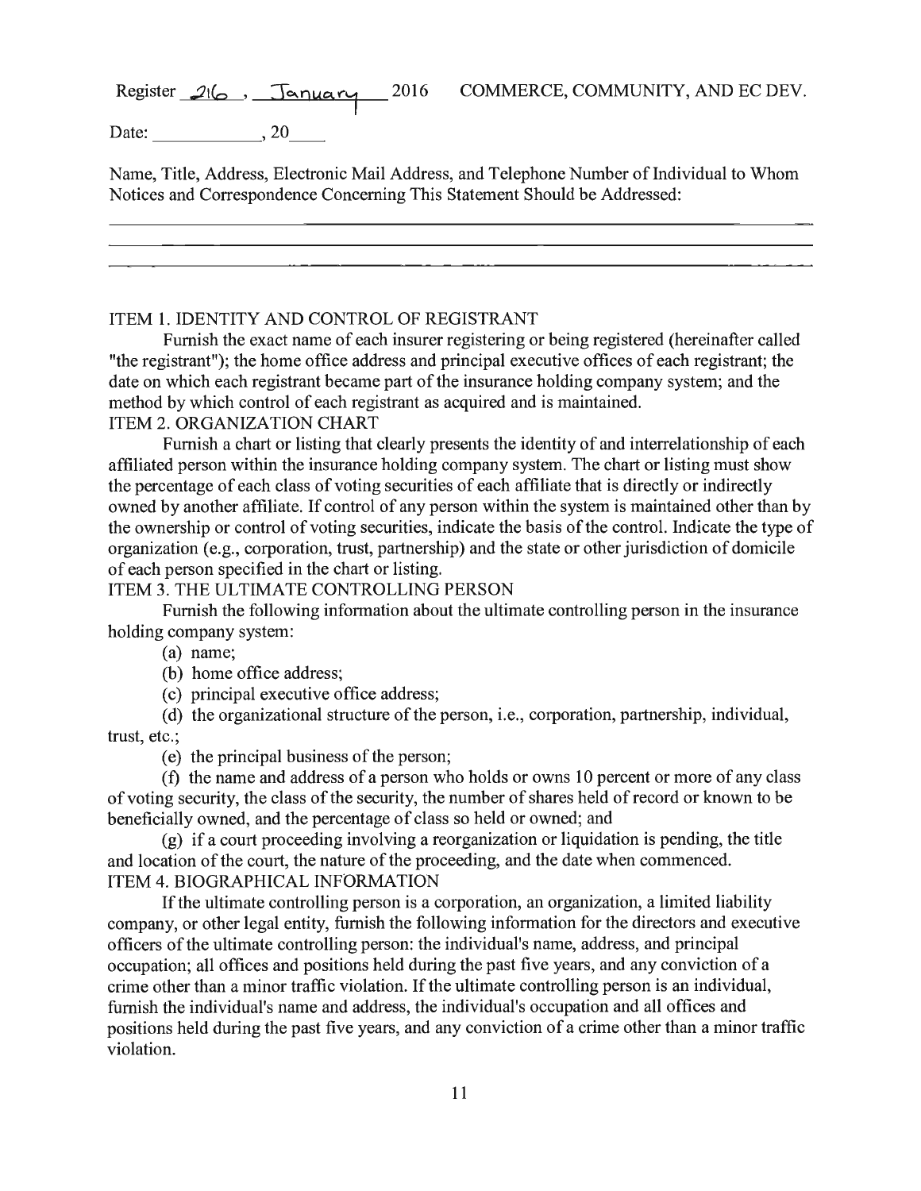Date: ____________, 20____

Name, Title, Address, Electronic Mail Address, and Telephone Number of Individual to Whom Notices and Correspondence Concerning This Statement Should be Addressed:

______________________________________________________________________________

______________________________________________________________________________

______________________________________________________________________________

ITEM 1. IDENTITY AND CONTROL OF REGISTRANT

Furnish the exact name of each insurer registering or being registered (hereinafter called "the registrant"); the home office address and principal executive offices of each registrant; the date on which each registrant became part of the insurance holding company system; and the method by which control of each registrant as acquired and is maintained.

ITEM 2. ORGANIZATION CHART

Furnish a chart or listing that clearly presents the identity of and interrelationship of each affiliated person within the insurance holding company system. The chart or listing must show the percentage of each class of voting securities of each affiliate that is directly or indirectly owned by another affiliate. If control of any person within the system is maintained other than by the ownership or control of voting securities, indicate the basis of the control. Indicate the type of organization (e.g., corporation, trust, partnership) and the state or other jurisdiction of domicile of each person specified in the chart or listing.

ITEM 3. THE ULTIMATE CONTROLLING PERSON

Furnish the following information about the ultimate controlling person in the insurance holding company system:

(a) name;

(b) home office address;

(c) principal executive office address;

(d) the organizational structure of the person, i.e., corporation, partnership, individual, trust, etc.;

(e) the principal business of the person;

(f) the name and address of a person who holds or owns 10 percent or more of any class of voting security, the class of the security, the number of shares held of record or known to be beneficially owned, and the percentage of class so held or owned; and

(g) if a court proceeding involving a reorganization or liquidation is pending, the title and location of the court, the nature of the proceeding, and the date when commenced.

ITEM 4. BIOGRAPHICAL INFORMATION

If the ultimate controlling person is a corporation, an organization, a limited liability company, or other legal entity, furnish the following information for the directors and executive officers of the ultimate controlling person: the individual's name, address, and principal occupation; all offices and positions held during the past five years, and any conviction of a crime other than a minor traffic violation. If the ultimate controlling person is an individual, furnish the individual's name and address, the individual's occupation and all offices and positions held during the past five years, and any conviction of a crime other than a minor traffic violation.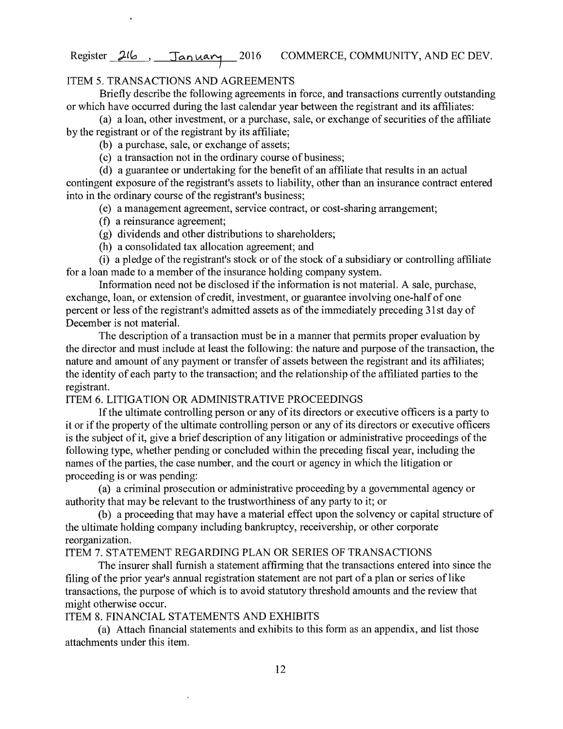ITEM 5. TRANSACTIONS AND AGREEMENTS

Briefly describe the following agreements in force, and transactions currently outstanding or which have occurred during the last calendar year between the registrant and its affiliates:

(a) a loan, other investment, or a purchase, sale, or exchange of securities of the affiliate by the registrant or of the registrant by its affiliate;

(b) a purchase, sale, or exchange of assets;

(c) a transaction not in the ordinary course of business;

(d) a guarantee or undertaking for the benefit of an affiliate that results in an actual contingent exposure of the registrant's assets to liability, other than an insurance contract entered into in the ordinary course of the registrant's business;

(e) a management agreement, service contract, or cost-sharing arrangement;

(f) a reinsurance agreement;

(g) dividends and other distributions to shareholders;

(h) a consolidated tax allocation agreement; and

(i) a pledge of the registrant's stock or of the stock of a subsidiary or controlling affiliate for a loan made to a member of the insurance holding company system.

Information need not be disclosed if the information is not material. A sale, purchase, exchange, loan, or extension of credit, investment, or guarantee involving one-half of one percent or less of the registrant's admitted assets as of the immediately preceding 31st day of December is not material.

The description of a transaction must be in a manner that permits proper evaluation by the director and must include at least the following: the nature and purpose of the transaction, the nature and amount of any payment or transfer of assets between the registrant and its affiliates; the identity of each party to the transaction; and the relationship of the affiliated parties to the registrant.

ITEM 6. LITIGATION OR ADMINISTRATIVE PROCEEDINGS

If the ultimate controlling person or any of its directors or executive officers is a party to it or if the property of the ultimate controlling person or any of its directors or executive officers is the subject of it, give a brief description of any litigation or administrative proceedings of the following type, whether pending or concluded within the preceding fiscal year, including the names of the parties, the case number, and the court or agency in which the litigation or proceeding is or was pending:

(a) a criminal prosecution or administrative proceeding by a governmental agency or authority that may be relevant to the trustworthiness of any party to it; or

(b) a proceeding that may have a material effect upon the solvency or capital structure of the ultimate holding company including bankruptcy, receivership, or other corporate reorganization.

ITEM 7. STATEMENT REGARDING PLAN OR SERIES OF TRANSACTIONS

The insurer shall furnish a statement affirming that the transactions entered into since the filing of the prior year's annual registration statement are not part of a plan or series of like transactions, the purpose of which is to avoid statutory threshold amounts and the review that might otherwise occur.

ITEM 8. FINANCIAL STATEMENTS AND EXHIBITS

(a) Attach financial statements and exhibits to this form as an appendix, and list those attachments under this item.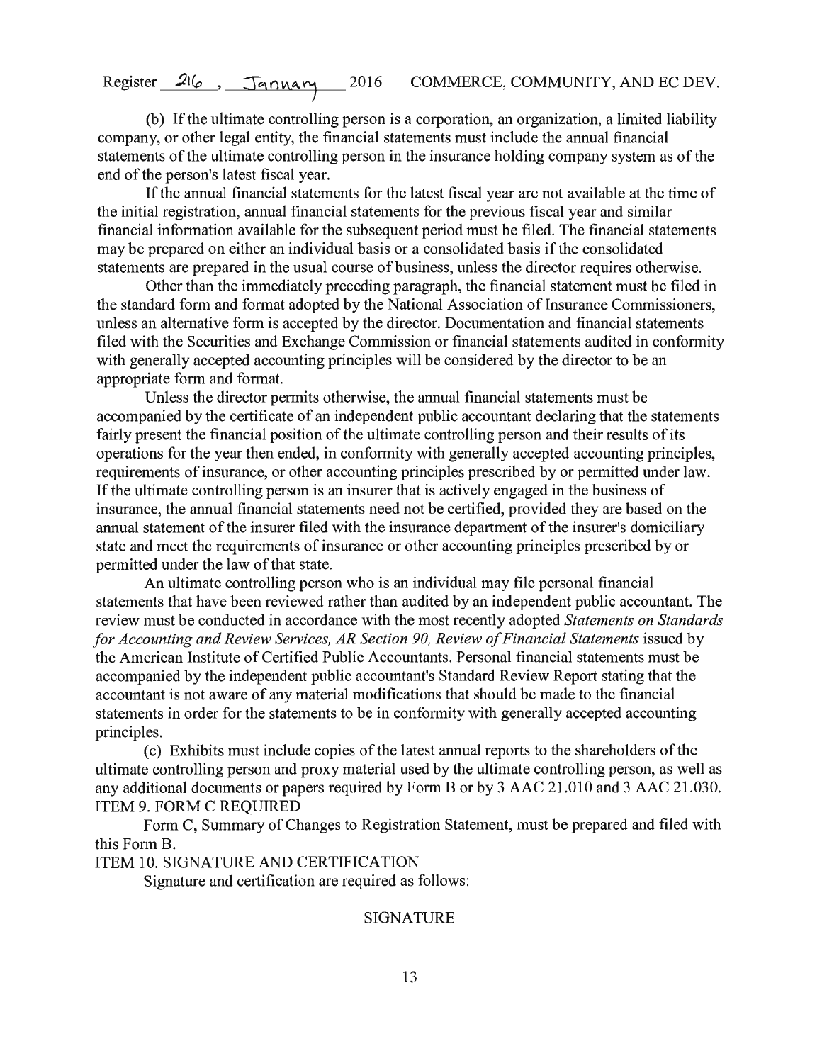(b) If the ultimate controlling person is a corporation, an organization, a limited liability company, or other legal entity, the financial statements must include the annual financial statements of the ultimate controlling person in the insurance holding company system as of the end of the person's latest fiscal year.

If the annual financial statements for the latest fiscal year are not available at the time of the initial registration, annual financial statements for the previous fiscal year and similar financial information available for the subsequent period must be filed. The financial statements may be prepared on either an individual basis or a consolidated basis if the consolidated statements are prepared in the usual course of business, unless the director requires otherwise.

Other than the immediately preceding paragraph, the financial statement must be filed in the standard form and format adopted by the National Association of Insurance Commissioners, unless an alternative form is accepted by the director. Documentation and financial statements filed with the Securities and Exchange Commission or financial statements audited in conformity with generally accepted accounting principles will be considered by the director to be an appropriate form and format.

Unless the director permits otherwise, the annual financial statements must be accompanied by the certificate of an independent public accountant declaring that the statements fairly present the financial position of the ultimate controlling person and their results of its operations for the year then ended, in conformity with generally accepted accounting principles, requirements of insurance, or other accounting principles prescribed by or permitted under law. If the ultimate controlling person is an insurer that is actively engaged in the business of insurance, the annual financial statements need not be certified, provided they are based on the annual statement of the insurer filed with the insurance department of the insurer's domiciliary state and meet the requirements of insurance or other accounting principles prescribed by or permitted under the law of that state.

An ultimate controlling person who is an individual may file personal financial statements that have been reviewed rather than audited by an independent public accountant. The review must be conducted in accordance with the most recently adopted *Statements on Standards for Accounting and Review Services, AR Section 90, Review of Financial Statements* issued by the American Institute of Certified Public Accountants. Personal financial statements must be accompanied by the independent public accountant's Standard Review Report stating that the accountant is not aware of any material modifications that should be made to the financial statements in order for the statements to be in conformity with generally accepted accounting principles.

(c) Exhibits must include copies of the latest annual reports to the shareholders of the ultimate controlling person and proxy material used by the ultimate controlling person, as well as any additional documents or papers required by Form B or by 3 AAC 21.010 and 3 AAC 21.030.

ITEM 9. FORM C REQUIRED

Form C, Summary of Changes to Registration Statement, must be prepared and filed with this Form B.

ITEM 10. SIGNATURE AND CERTIFICATION

Signature and certification are required as follows:

SIGNATURE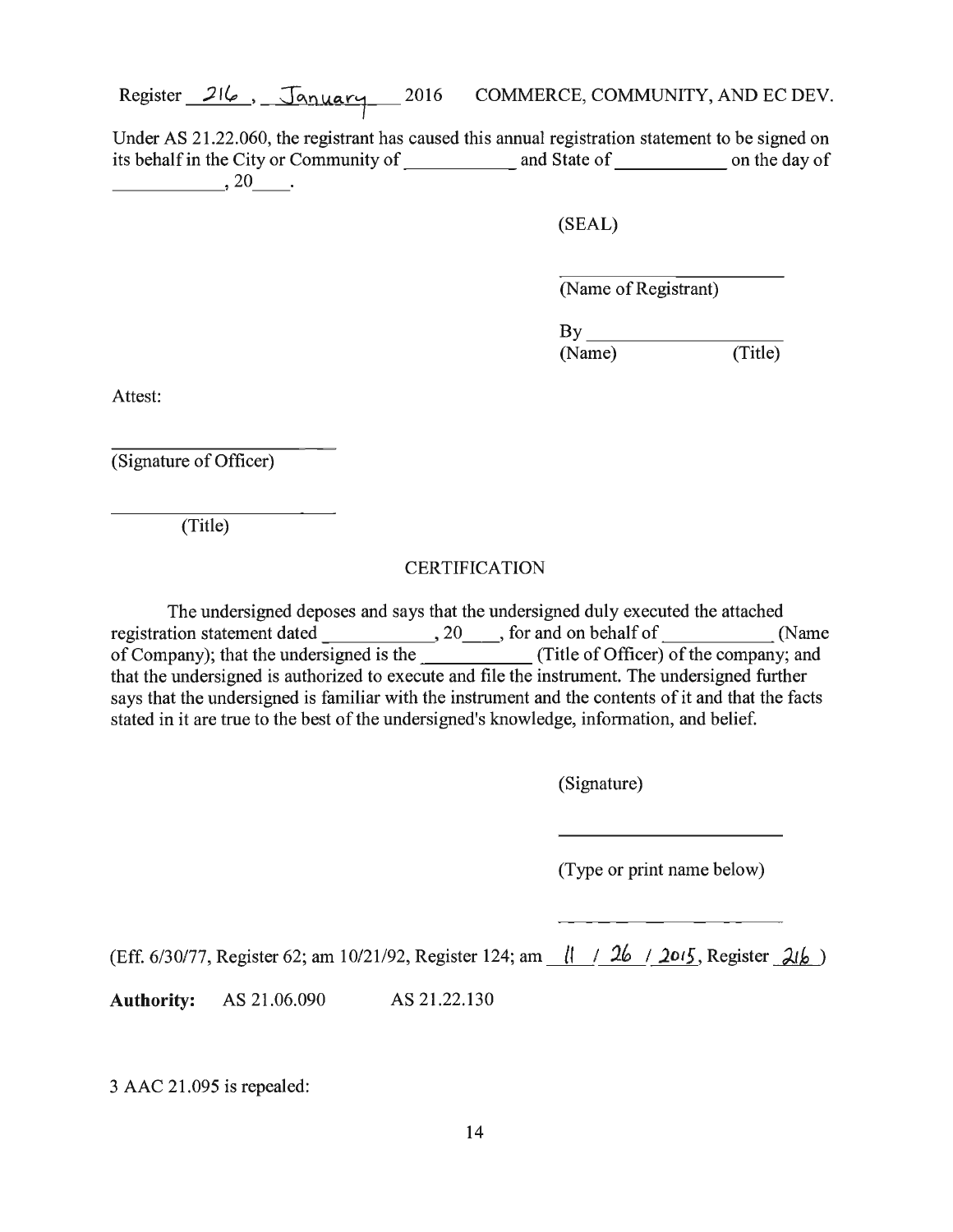Under AS 21.22.060, the registrant has caused this annual registration statement to be signed on its behalf in the City or Community of ___________ and State of ___________ on the day of ___________, 20____.

(SEAL)

_______________________
(Name of Registrant)

By _______________________
(Name) (Title)

Attest:

_______________________
(Signature of Officer)

_______________________
(Title)

CERTIFICATION

The undersigned deposes and says that the undersigned duly executed the attached registration statement dated ___________, 20____, for and on behalf of ___________ (Name of Company); that the undersigned is the ___________ (Title of Officer) of the company; and that the undersigned is authorized to execute and file the instrument. The undersigned further says that the undersigned is familiar with the instrument and the contents of it and that the facts stated in it are true to the best of the undersigned's knowledge, information, and belief.

(Signature)

_______________________

(Type or print name below)

_______________________

(Eff. 6/30/77, Register 62; am 10/21/92, Register 124; am 11 / 26 / 2015, Register 216)

**Authority:** AS 21.06.090 AS 21.22.130

3 AAC 21.095 is repealed: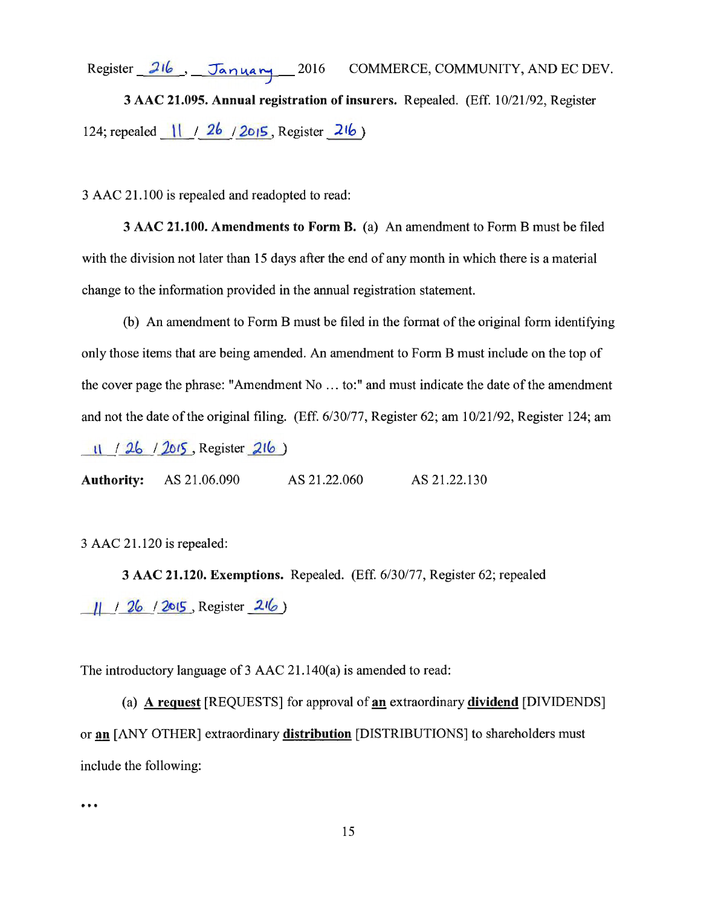**3 AAC 21.095. Annual registration of insurers.** Repealed. (Eff. 10/21/92, Register 124; repealed 11 / 26 / 2015, Register 216)

3 AAC 21.100 is repealed and readopted to read:

**3 AAC 21.100. Amendments to Form B.** (a) An amendment to Form B must be filed with the division not later than 15 days after the end of any month in which there is a material change to the information provided in the annual registration statement.

(b) An amendment to Form B must be filed in the format of the original form identifying only those items that are being amended. An amendment to Form B must include on the top of the cover page the phrase: "Amendment No … to:" and must indicate the date of the amendment and not the date of the original filing. (Eff. 6/30/77, Register 62; am 10/21/92, Register 124; am 11 / 26 / 2015, Register 216)

**Authority:** AS 21.06.090 AS 21.22.060 AS 21.22.130

3 AAC 21.120 is repealed:

**3 AAC 21.120. Exemptions.** Repealed. (Eff. 6/30/77, Register 62; repealed 11 / 26 / 2015, Register 216)

The introductory language of 3 AAC 21.140(a) is amended to read:

(a) **A request** [REQUESTS] for approval of **an** extraordinary **dividend** [DIVIDENDS] or **an** [ANY OTHER] extraordinary **distribution** [DISTRIBUTIONS] to shareholders must include the following:

…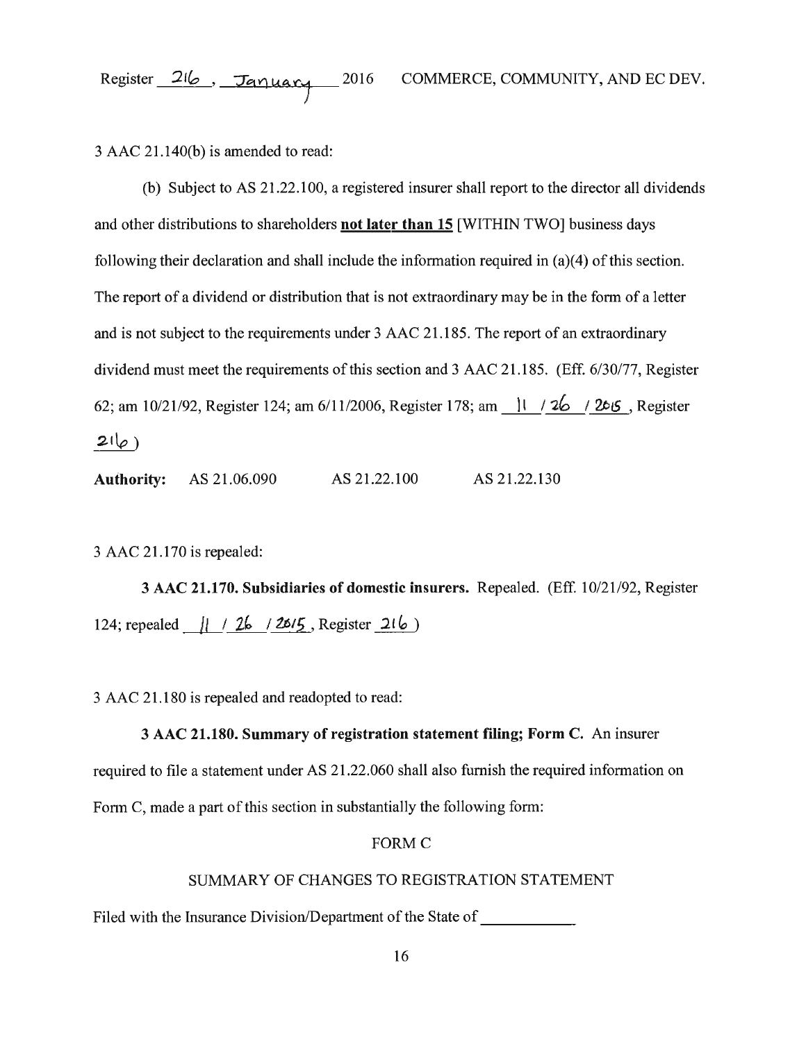3 AAC 21.140(b) is amended to read:

(b) Subject to AS 21.22.100, a registered insurer shall report to the director all dividends and other distributions to shareholders **not later than 15** [WITHIN TWO] business days following their declaration and shall include the information required in (a)(4) of this section. The report of a dividend or distribution that is not extraordinary may be in the form of a letter and is not subject to the requirements under 3 AAC 21.185. The report of an extraordinary dividend must meet the requirements of this section and 3 AAC 21.185. (Eff. 6/30/77, Register 62; am 10/21/92, Register 124; am 6/11/2006, Register 178; am 11 / 26 / 2015, Register 216)

**Authority:** AS 21.06.090 AS 21.22.100 AS 21.22.130

3 AAC 21.170 is repealed:

**3 AAC 21.170. Subsidiaries of domestic insurers.** Repealed. (Eff. 10/21/92, Register 124; repealed 11 / 26 / 2015, Register 216)

3 AAC 21.180 is repealed and readopted to read:

**3 AAC 21.180. Summary of registration statement filing; Form C.** An insurer required to file a statement under AS 21.22.060 shall also furnish the required information on Form C, made a part of this section in substantially the following form:

FORM C

SUMMARY OF CHANGES TO REGISTRATION STATEMENT

Filed with the Insurance Division/Department of the State of ___________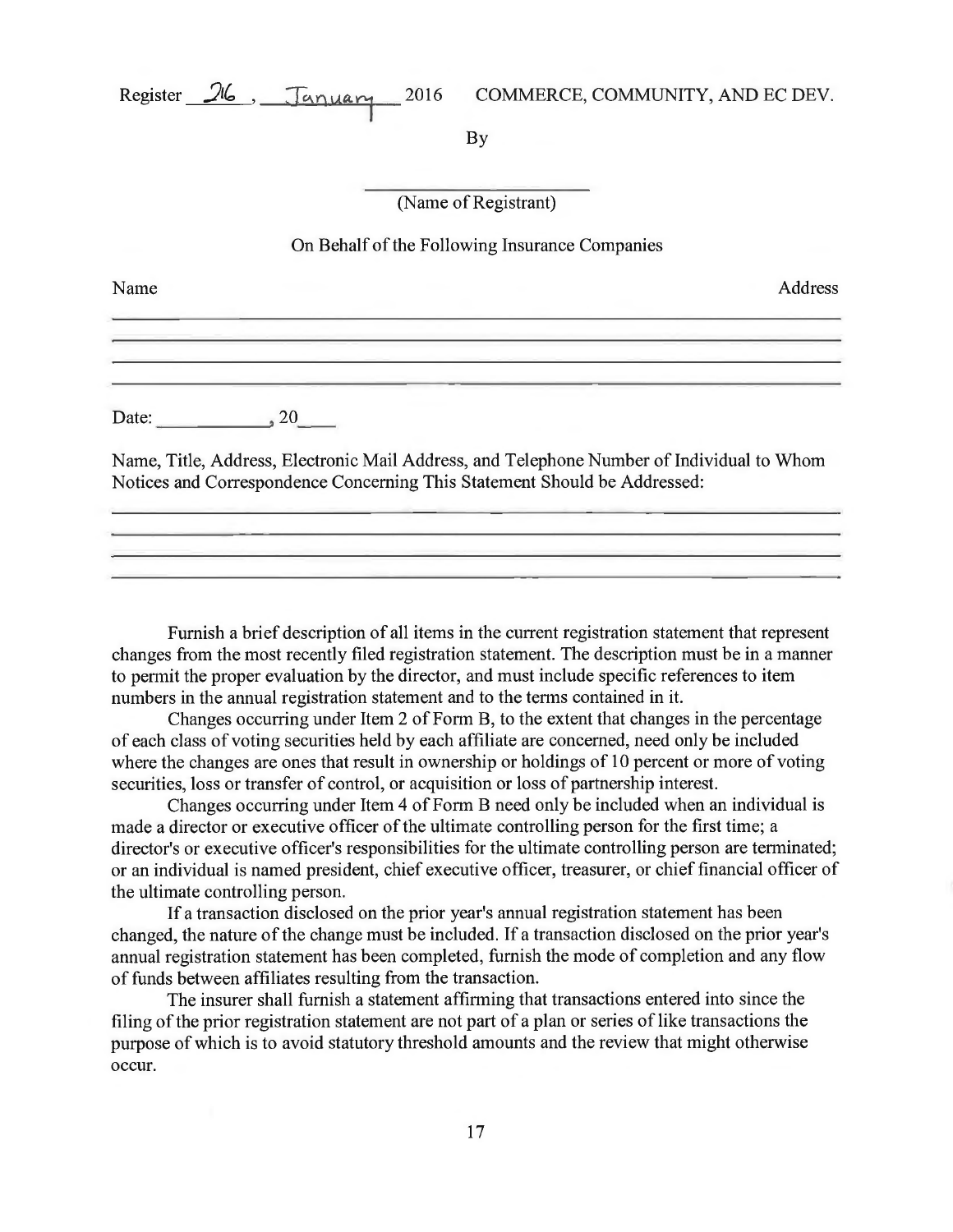Register 26, January 2016 COMMERCE, COMMUNITY, AND EC DEV.

By

\_\_\_\_\_\_\_\_\_\_\_\_\_\_\_\_\_\_\_\_\_\_\_\_

(Name of Registrant)

On Behalf of the Following Insurance Companies

Name Address

\_\_\_\_\_\_\_\_\_\_\_\_\_\_\_\_\_\_\_\_\_\_\_\_\_\_\_\_\_\_\_\_\_\_\_\_\_\_\_\_\_\_\_\_\_\_\_\_\_\_\_\_\_\_\_\_\_\_\_\_\_\_\_\_\_\_\_\_\_\_\_\_\_\_\_\_

\_\_\_\_\_\_\_\_\_\_\_\_\_\_\_\_\_\_\_\_\_\_\_\_\_\_\_\_\_\_\_\_\_\_\_\_\_\_\_\_\_\_\_\_\_\_\_\_\_\_\_\_\_\_\_\_\_\_\_\_\_\_\_\_\_\_\_\_\_\_\_\_\_\_\_\_

\_\_\_\_\_\_\_\_\_\_\_\_\_\_\_\_\_\_\_\_\_\_\_\_\_\_\_\_\_\_\_\_\_\_\_\_\_\_\_\_\_\_\_\_\_\_\_\_\_\_\_\_\_\_\_\_\_\_\_\_\_\_\_\_\_\_\_\_\_\_\_\_\_\_\_\_

\_\_\_\_\_\_\_\_\_\_\_\_\_\_\_\_\_\_\_\_\_\_\_\_\_\_\_\_\_\_\_\_\_\_\_\_\_\_\_\_\_\_\_\_\_\_\_\_\_\_\_\_\_\_\_\_\_\_\_\_\_\_\_\_\_\_\_\_\_\_\_\_\_\_\_\_

Date: \_\_\_\_\_\_\_\_\_\_\_, 20\_\_\_\_

Name, Title, Address, Electronic Mail Address, and Telephone Number of Individual to Whom Notices and Correspondence Concerning This Statement Should be Addressed:

\_\_\_\_\_\_\_\_\_\_\_\_\_\_\_\_\_\_\_\_\_\_\_\_\_\_\_\_\_\_\_\_\_\_\_\_\_\_\_\_\_\_\_\_\_\_\_\_\_\_\_\_\_\_\_\_\_\_\_\_\_\_\_\_\_\_\_\_\_\_\_\_\_\_\_\_

\_\_\_\_\_\_\_\_\_\_\_\_\_\_\_\_\_\_\_\_\_\_\_\_\_\_\_\_\_\_\_\_\_\_\_\_\_\_\_\_\_\_\_\_\_\_\_\_\_\_\_\_\_\_\_\_\_\_\_\_\_\_\_\_\_\_\_\_\_\_\_\_\_\_\_\_

\_\_\_\_\_\_\_\_\_\_\_\_\_\_\_\_\_\_\_\_\_\_\_\_\_\_\_\_\_\_\_\_\_\_\_\_\_\_\_\_\_\_\_\_\_\_\_\_\_\_\_\_\_\_\_\_\_\_\_\_\_\_\_\_\_\_\_\_\_\_\_\_\_\_\_\_

\_\_\_\_\_\_\_\_\_\_\_\_\_\_\_\_\_\_\_\_\_\_\_\_\_\_\_\_\_\_\_\_\_\_\_\_\_\_\_\_\_\_\_\_\_\_\_\_\_\_\_\_\_\_\_\_\_\_\_\_\_\_\_\_\_\_\_\_\_\_\_\_\_\_\_\_

Furnish a brief description of all items in the current registration statement that represent changes from the most recently filed registration statement. The description must be in a manner to permit the proper evaluation by the director, and must include specific references to item numbers in the annual registration statement and to the terms contained in it.

Changes occurring under Item 2 of Form B, to the extent that changes in the percentage of each class of voting securities held by each affiliate are concerned, need only be included where the changes are ones that result in ownership or holdings of 10 percent or more of voting securities, loss or transfer of control, or acquisition or loss of partnership interest.

Changes occurring under Item 4 of Form B need only be included when an individual is made a director or executive officer of the ultimate controlling person for the first time; a director's or executive officer's responsibilities for the ultimate controlling person are terminated; or an individual is named president, chief executive officer, treasurer, or chief financial officer of the ultimate controlling person.

If a transaction disclosed on the prior year's annual registration statement has been changed, the nature of the change must be included. If a transaction disclosed on the prior year's annual registration statement has been completed, furnish the mode of completion and any flow of funds between affiliates resulting from the transaction.

The insurer shall furnish a statement affirming that transactions entered into since the filing of the prior registration statement are not part of a plan or series of like transactions the purpose of which is to avoid statutory threshold amounts and the review that might otherwise occur.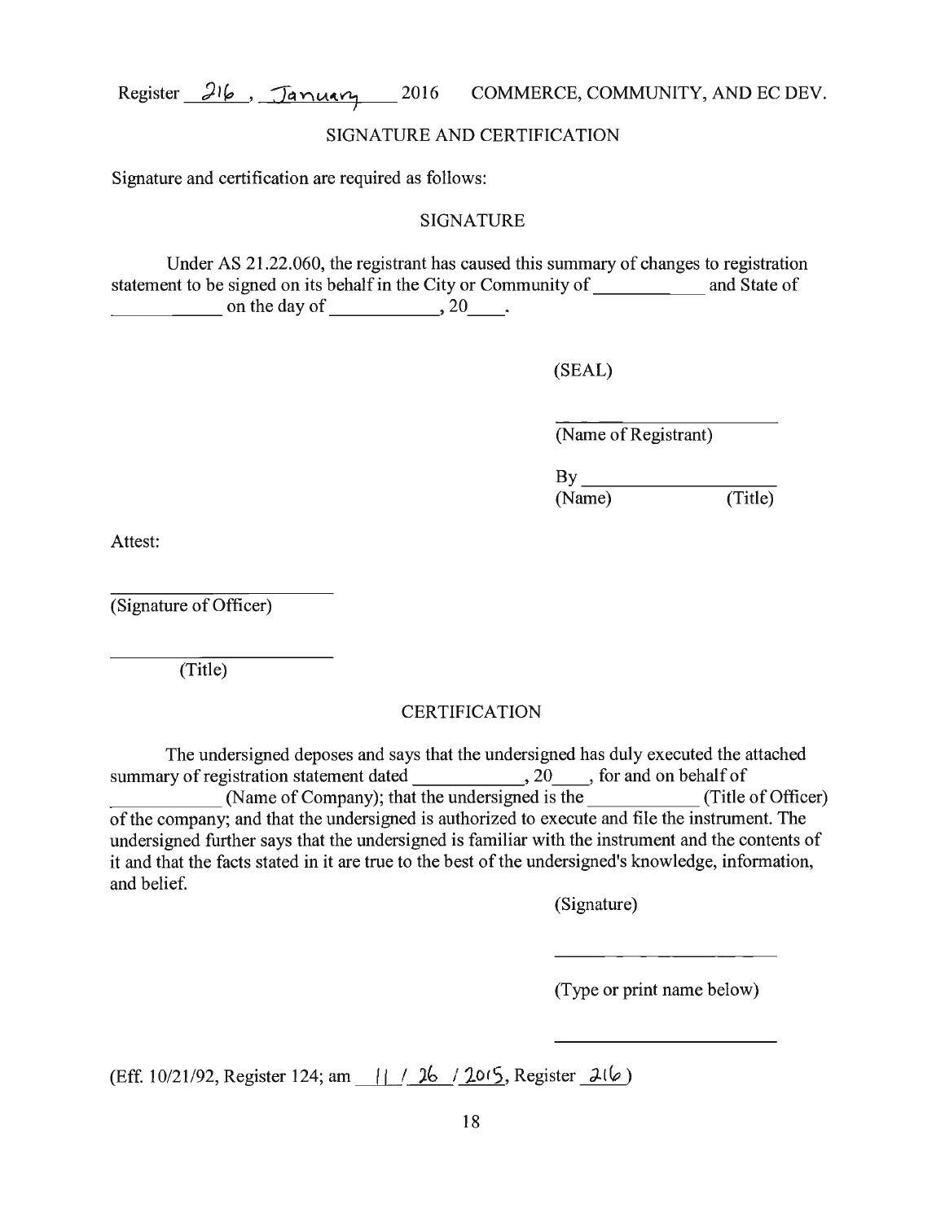## SIGNATURE AND CERTIFICATION

Signature and certification are required as follows:

### SIGNATURE

Under AS 21.22.060, the registrant has caused this summary of changes to registration statement to be signed on its behalf in the City or Community of ___________ and State of ___________ on the day of ___________, 20____.

(SEAL)

_______________________
(Name of Registrant)

By _____________________
(Name) (Title)

Attest:

_______________________
(Signature of Officer)

_______________________
(Title)

### CERTIFICATION

The undersigned deposes and says that the undersigned has duly executed the attached summary of registration statement dated ___________, 20____, for and on behalf of ___________ (Name of Company); that the undersigned is the ___________ (Title of Officer) of the company; and that the undersigned is authorized to execute and file the instrument. The undersigned further says that the undersigned is familiar with the instrument and the contents of it and that the facts stated in it are true to the best of the undersigned's knowledge, information, and belief.

(Signature)

_______________________

(Type or print name below)

_______________________

(Eff. 10/21/92, Register 124; am 11 / 26 / 2015, Register 216)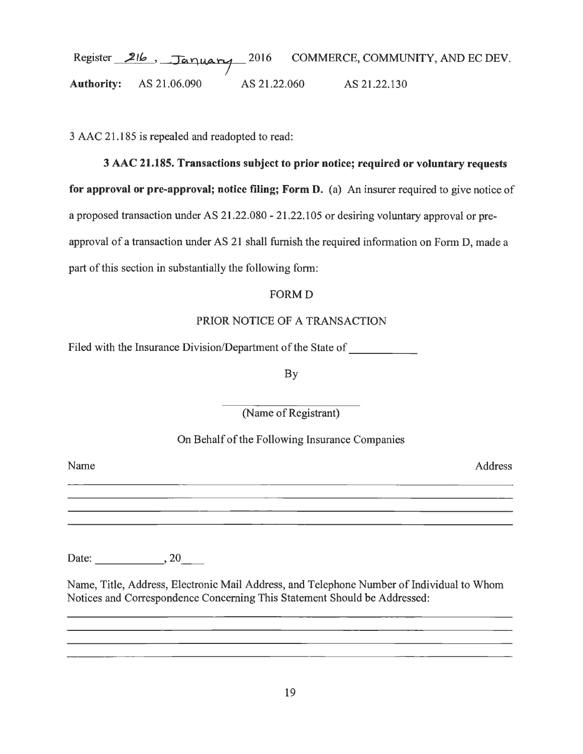Register 216, January 2016 COMMERCE, COMMUNITY, AND EC DEV.

**Authority:** AS 21.06.090 AS 21.22.060 AS 21.22.130

3 AAC 21.185 is repealed and readopted to read:

**3 AAC 21.185. Transactions subject to prior notice; required or voluntary requests for approval or pre-approval; notice filing; Form D.** (a) An insurer required to give notice of a proposed transaction under AS 21.22.080 - 21.22.105 or desiring voluntary approval or pre-approval of a transaction under AS 21 shall furnish the required information on Form D, made a part of this section in substantially the following form:

FORM D

PRIOR NOTICE OF A TRANSACTION

Filed with the Insurance Division/Department of the State of ____________

By

____________________________

(Name of Registrant)

On Behalf of the Following Insurance Companies

| Name | Address |
|---|---|
| | |
| | |
| | |
| | |

Date: ____________, 20____

Name, Title, Address, Electronic Mail Address, and Telephone Number of Individual to Whom Notices and Correspondence Concerning This Statement Should be Addressed:

______________________________________________________________________

______________________________________________________________________

______________________________________________________________________

______________________________________________________________________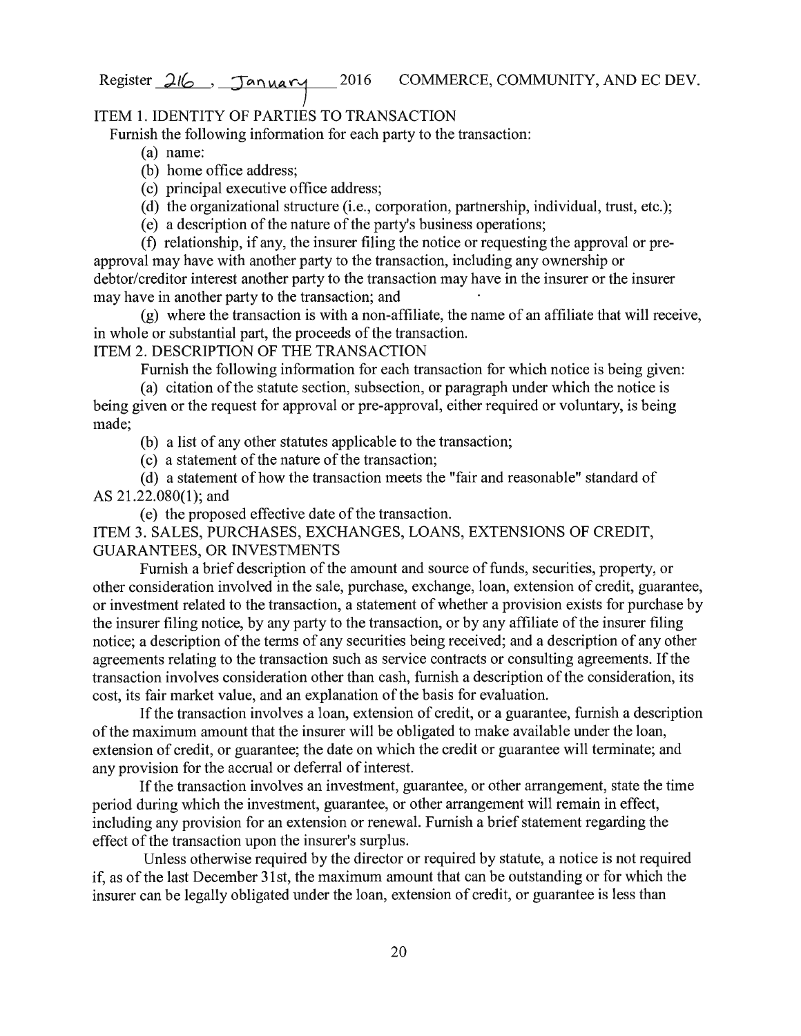ITEM 1. IDENTITY OF PARTIES TO TRANSACTION

Furnish the following information for each party to the transaction:

(a) name:

(b) home office address;

(c) principal executive office address;

(d) the organizational structure (i.e., corporation, partnership, individual, trust, etc.);

(e) a description of the nature of the party's business operations;

(f) relationship, if any, the insurer filing the notice or requesting the approval or pre-approval may have with another party to the transaction, including any ownership or debtor/creditor interest another party to the transaction may have in the insurer or the insurer may have in another party to the transaction; and

(g) where the transaction is with a non-affiliate, the name of an affiliate that will receive, in whole or substantial part, the proceeds of the transaction.

ITEM 2. DESCRIPTION OF THE TRANSACTION

Furnish the following information for each transaction for which notice is being given:

(a) citation of the statute section, subsection, or paragraph under which the notice is being given or the request for approval or pre-approval, either required or voluntary, is being made;

(b) a list of any other statutes applicable to the transaction;

(c) a statement of the nature of the transaction;

(d) a statement of how the transaction meets the "fair and reasonable" standard of AS 21.22.080(1); and

(e) the proposed effective date of the transaction.

ITEM 3. SALES, PURCHASES, EXCHANGES, LOANS, EXTENSIONS OF CREDIT, GUARANTEES, OR INVESTMENTS

Furnish a brief description of the amount and source of funds, securities, property, or other consideration involved in the sale, purchase, exchange, loan, extension of credit, guarantee, or investment related to the transaction, a statement of whether a provision exists for purchase by the insurer filing notice, by any party to the transaction, or by any affiliate of the insurer filing notice; a description of the terms of any securities being received; and a description of any other agreements relating to the transaction such as service contracts or consulting agreements. If the transaction involves consideration other than cash, furnish a description of the consideration, its cost, its fair market value, and an explanation of the basis for evaluation.

If the transaction involves a loan, extension of credit, or a guarantee, furnish a description of the maximum amount that the insurer will be obligated to make available under the loan, extension of credit, or guarantee; the date on which the credit or guarantee will terminate; and any provision for the accrual or deferral of interest.

If the transaction involves an investment, guarantee, or other arrangement, state the time period during which the investment, guarantee, or other arrangement will remain in effect, including any provision for an extension or renewal. Furnish a brief statement regarding the effect of the transaction upon the insurer's surplus.

Unless otherwise required by the director or required by statute, a notice is not required if, as of the last December 31st, the maximum amount that can be outstanding or for which the insurer can be legally obligated under the loan, extension of credit, or guarantee is less than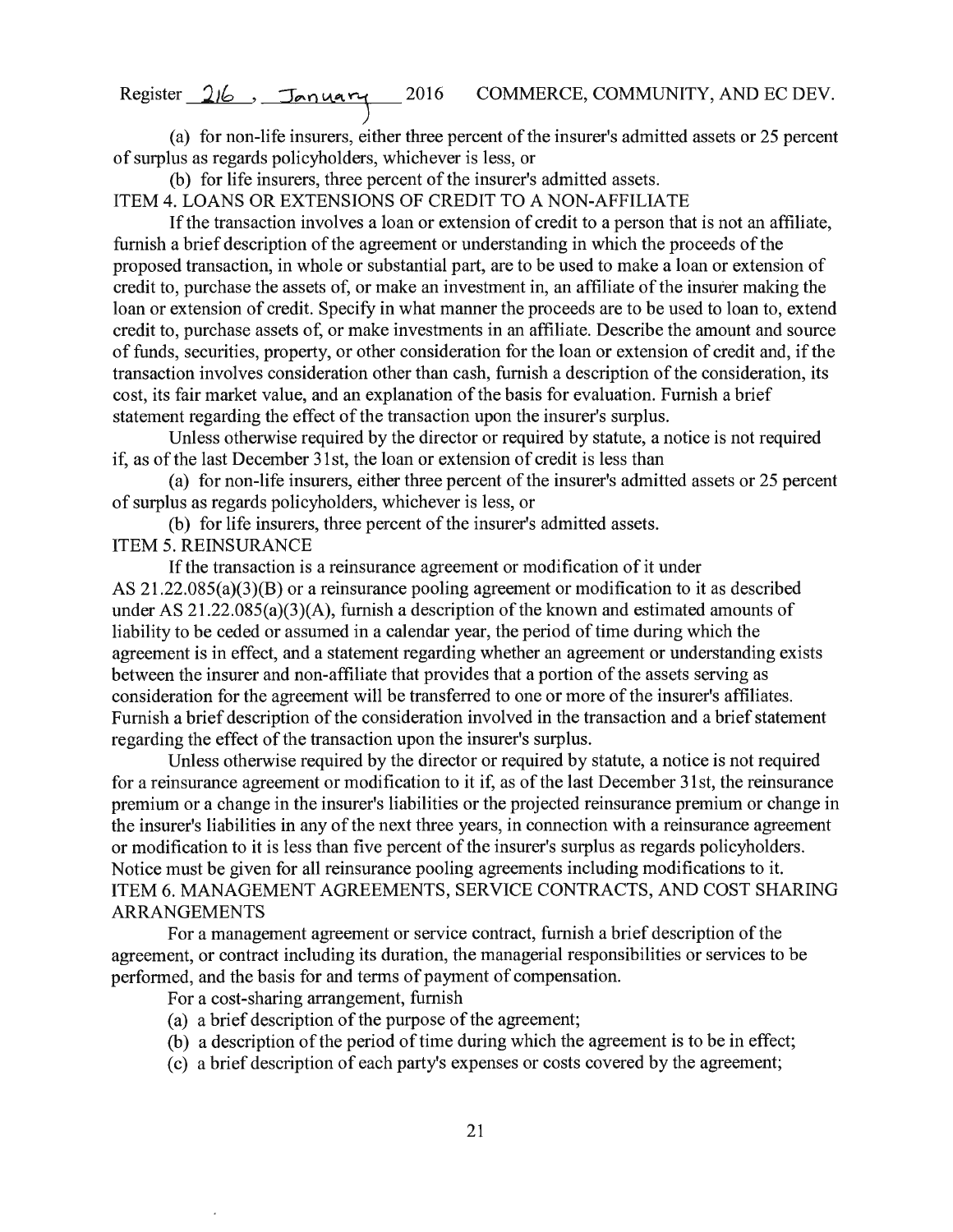(a) for non-life insurers, either three percent of the insurer's admitted assets or 25 percent of surplus as regards policyholders, whichever is less, or

(b) for life insurers, three percent of the insurer's admitted assets.

ITEM 4. LOANS OR EXTENSIONS OF CREDIT TO A NON-AFFILIATE

If the transaction involves a loan or extension of credit to a person that is not an affiliate, furnish a brief description of the agreement or understanding in which the proceeds of the proposed transaction, in whole or substantial part, are to be used to make a loan or extension of credit to, purchase the assets of, or make an investment in, an affiliate of the insurer making the loan or extension of credit. Specify in what manner the proceeds are to be used to loan to, extend credit to, purchase assets of, or make investments in an affiliate. Describe the amount and source of funds, securities, property, or other consideration for the loan or extension of credit and, if the transaction involves consideration other than cash, furnish a description of the consideration, its cost, its fair market value, and an explanation of the basis for evaluation. Furnish a brief statement regarding the effect of the transaction upon the insurer's surplus.

Unless otherwise required by the director or required by statute, a notice is not required if, as of the last December 31st, the loan or extension of credit is less than

(a) for non-life insurers, either three percent of the insurer's admitted assets or 25 percent of surplus as regards policyholders, whichever is less, or

(b) for life insurers, three percent of the insurer's admitted assets.

ITEM 5. REINSURANCE

If the transaction is a reinsurance agreement or modification of it under AS 21.22.085(a)(3)(B) or a reinsurance pooling agreement or modification to it as described under AS 21.22.085(a)(3)(A), furnish a description of the known and estimated amounts of liability to be ceded or assumed in a calendar year, the period of time during which the agreement is in effect, and a statement regarding whether an agreement or understanding exists between the insurer and non-affiliate that provides that a portion of the assets serving as consideration for the agreement will be transferred to one or more of the insurer's affiliates. Furnish a brief description of the consideration involved in the transaction and a brief statement regarding the effect of the transaction upon the insurer's surplus.

Unless otherwise required by the director or required by statute, a notice is not required for a reinsurance agreement or modification to it if, as of the last December 31st, the reinsurance premium or a change in the insurer's liabilities or the projected reinsurance premium or change in the insurer's liabilities in any of the next three years, in connection with a reinsurance agreement or modification to it is less than five percent of the insurer's surplus as regards policyholders. Notice must be given for all reinsurance pooling agreements including modifications to it.

ITEM 6. MANAGEMENT AGREEMENTS, SERVICE CONTRACTS, AND COST SHARING ARRANGEMENTS

For a management agreement or service contract, furnish a brief description of the agreement, or contract including its duration, the managerial responsibilities or services to be performed, and the basis for and terms of payment of compensation.

For a cost-sharing arrangement, furnish

(a) a brief description of the purpose of the agreement;

(b) a description of the period of time during which the agreement is to be in effect;

(c) a brief description of each party's expenses or costs covered by the agreement;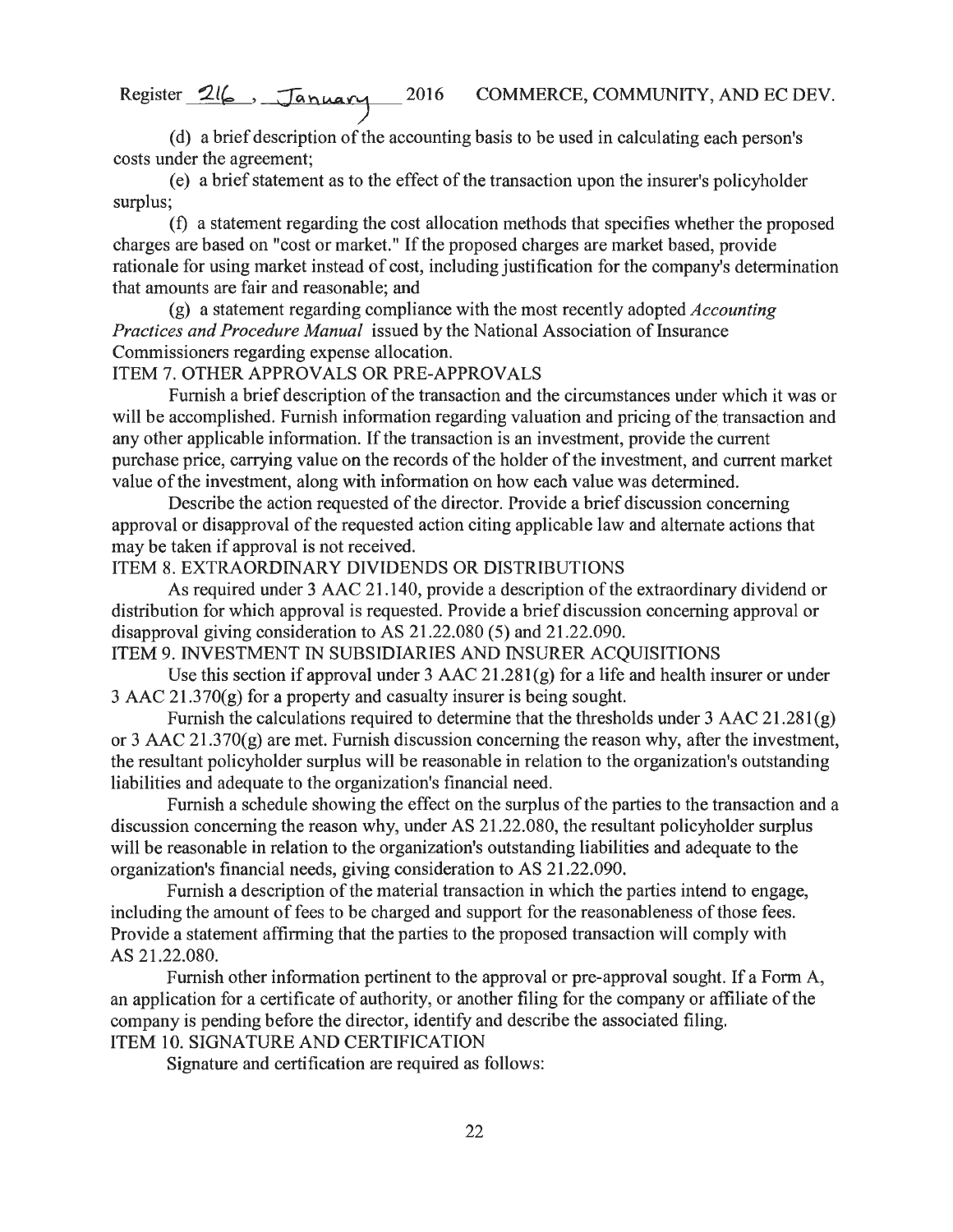(d) a brief description of the accounting basis to be used in calculating each person's costs under the agreement;

(e) a brief statement as to the effect of the transaction upon the insurer's policyholder surplus;

(f) a statement regarding the cost allocation methods that specifies whether the proposed charges are based on "cost or market." If the proposed charges are market based, provide rationale for using market instead of cost, including justification for the company's determination that amounts are fair and reasonable; and

(g) a statement regarding compliance with the most recently adopted *Accounting Practices and Procedure Manual* issued by the National Association of Insurance Commissioners regarding expense allocation.

ITEM 7. OTHER APPROVALS OR PRE-APPROVALS

Furnish a brief description of the transaction and the circumstances under which it was or will be accomplished. Furnish information regarding valuation and pricing of the transaction and any other applicable information. If the transaction is an investment, provide the current purchase price, carrying value on the records of the holder of the investment, and current market value of the investment, along with information on how each value was determined.

Describe the action requested of the director. Provide a brief discussion concerning approval or disapproval of the requested action citing applicable law and alternate actions that may be taken if approval is not received.

ITEM 8. EXTRAORDINARY DIVIDENDS OR DISTRIBUTIONS

As required under 3 AAC 21.140, provide a description of the extraordinary dividend or distribution for which approval is requested. Provide a brief discussion concerning approval or disapproval giving consideration to AS 21.22.080 (5) and 21.22.090.

ITEM 9. INVESTMENT IN SUBSIDIARIES AND INSURER ACQUISITIONS

Use this section if approval under 3 AAC 21.281(g) for a life and health insurer or under 3 AAC 21.370(g) for a property and casualty insurer is being sought.

Furnish the calculations required to determine that the thresholds under 3 AAC 21.281(g) or 3 AAC 21.370(g) are met. Furnish discussion concerning the reason why, after the investment, the resultant policyholder surplus will be reasonable in relation to the organization's outstanding liabilities and adequate to the organization's financial need.

Furnish a schedule showing the effect on the surplus of the parties to the transaction and a discussion concerning the reason why, under AS 21.22.080, the resultant policyholder surplus will be reasonable in relation to the organization's outstanding liabilities and adequate to the organization's financial needs, giving consideration to AS 21.22.090.

Furnish a description of the material transaction in which the parties intend to engage, including the amount of fees to be charged and support for the reasonableness of those fees. Provide a statement affirming that the parties to the proposed transaction will comply with AS 21.22.080.

Furnish other information pertinent to the approval or pre-approval sought. If a Form A, an application for a certificate of authority, or another filing for the company or affiliate of the company is pending before the director, identify and describe the associated filing.

ITEM 10. SIGNATURE AND CERTIFICATION

Signature and certification are required as follows: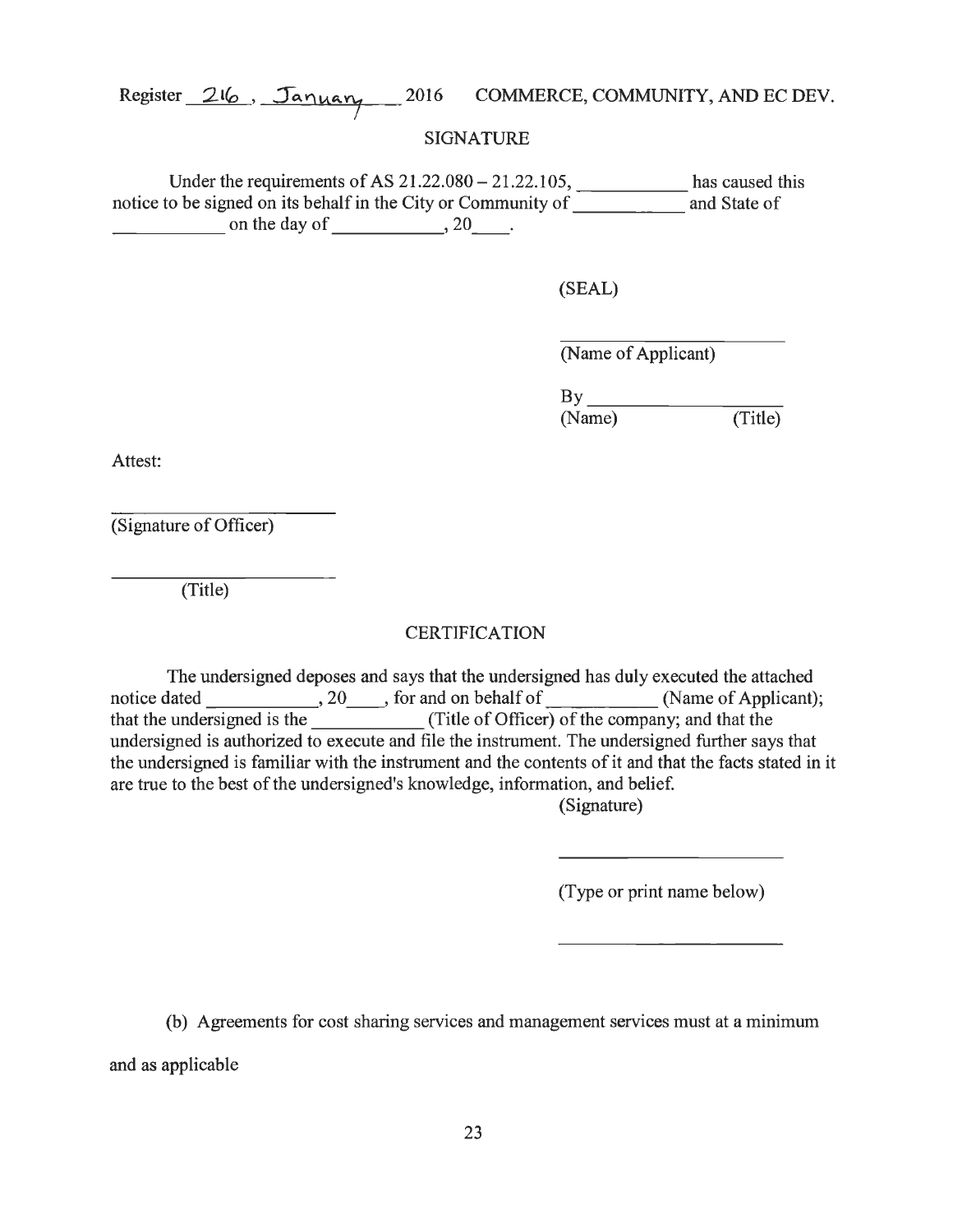### SIGNATURE

Under the requirements of AS 21.22.080 – 21.22.105, ___________ has caused this notice to be signed on its behalf in the City or Community of ___________ and State of ___________ on the day of ___________, 20____.

(SEAL)

___________________________
(Name of Applicant)

By ___________________________
(Name) (Title)

Attest:

___________________________
(Signature of Officer)

___________________________
(Title)

### CERTIFICATION

The undersigned deposes and says that the undersigned has duly executed the attached notice dated ___________, 20____, for and on behalf of ___________ (Name of Applicant); that the undersigned is the ___________ (Title of Officer) of the company; and that the undersigned is authorized to execute and file the instrument. The undersigned further says that the undersigned is familiar with the instrument and the contents of it and that the facts stated in it are true to the best of the undersigned's knowledge, information, and belief.

(Signature)

___________________________

(Type or print name below)

___________________________

(b) Agreements for cost sharing services and management services must at a minimum and as applicable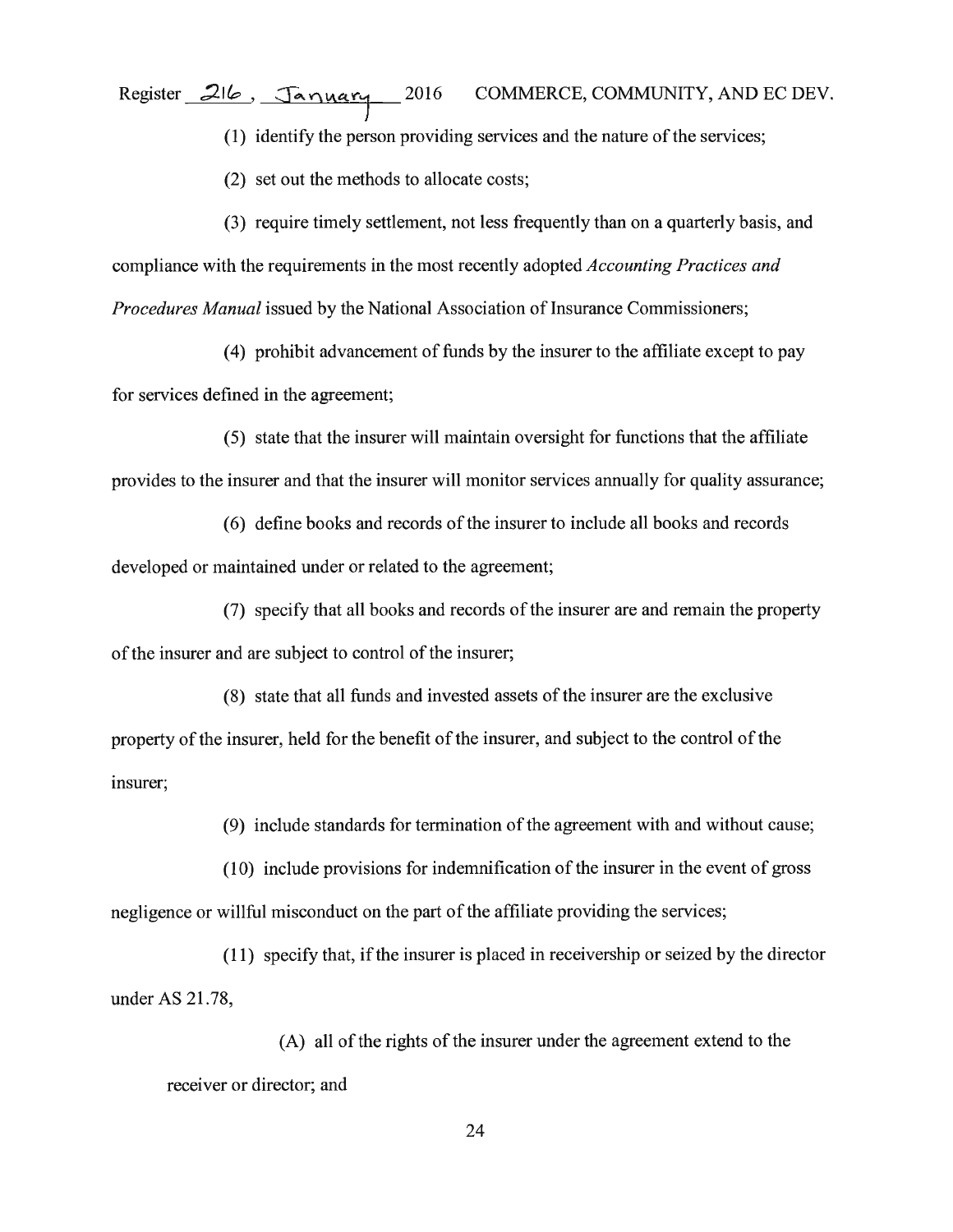(1) identify the person providing services and the nature of the services;

(2) set out the methods to allocate costs;

(3) require timely settlement, not less frequently than on a quarterly basis, and compliance with the requirements in the most recently adopted *Accounting Practices and Procedures Manual* issued by the National Association of Insurance Commissioners;

(4) prohibit advancement of funds by the insurer to the affiliate except to pay for services defined in the agreement;

(5) state that the insurer will maintain oversight for functions that the affiliate provides to the insurer and that the insurer will monitor services annually for quality assurance;

(6) define books and records of the insurer to include all books and records developed or maintained under or related to the agreement;

(7) specify that all books and records of the insurer are and remain the property of the insurer and are subject to control of the insurer;

(8) state that all funds and invested assets of the insurer are the exclusive property of the insurer, held for the benefit of the insurer, and subject to the control of the insurer;

(9) include standards for termination of the agreement with and without cause;

(10) include provisions for indemnification of the insurer in the event of gross negligence or willful misconduct on the part of the affiliate providing the services;

(11) specify that, if the insurer is placed in receivership or seized by the director under AS 21.78,

(A) all of the rights of the insurer under the agreement extend to the receiver or director; and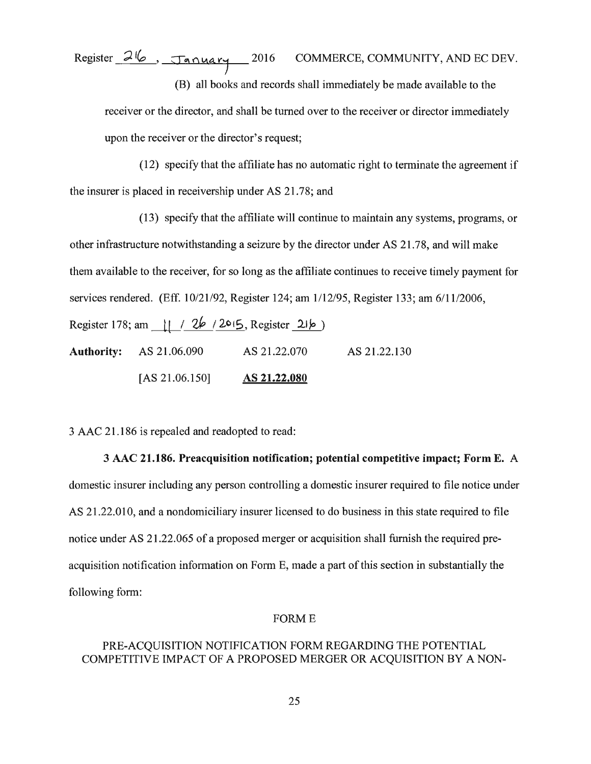(B) all books and records shall immediately be made available to the receiver or the director, and shall be turned over to the receiver or director immediately upon the receiver or the director's request;

(12) specify that the affiliate has no automatic right to terminate the agreement if the insurer is placed in receivership under AS 21.78; and

(13) specify that the affiliate will continue to maintain any systems, programs, or other infrastructure notwithstanding a seizure by the director under AS 21.78, and will make them available to the receiver, for so long as the affiliate continues to receive timely payment for services rendered. (Eff. 10/21/92, Register 124; am 1/12/95, Register 133; am 6/11/2006, Register 178; am 11 / 26 / 2015, Register 216)

**Authority:** AS 21.06.090 AS 21.22.070 AS 21.22.130

[AS 21.06.150] **AS 21.22.080**

3 AAC 21.186 is repealed and readopted to read:

**3 AAC 21.186. Preacquisition notification; potential competitive impact; Form E.** A domestic insurer including any person controlling a domestic insurer required to file notice under AS 21.22.010, and a nondomiciliary insurer licensed to do business in this state required to file notice under AS 21.22.065 of a proposed merger or acquisition shall furnish the required pre-acquisition notification information on Form E, made a part of this section in substantially the following form:

FORM E

PRE-ACQUISITION NOTIFICATION FORM REGARDING THE POTENTIAL COMPETITIVE IMPACT OF A PROPOSED MERGER OR ACQUISITION BY A NON-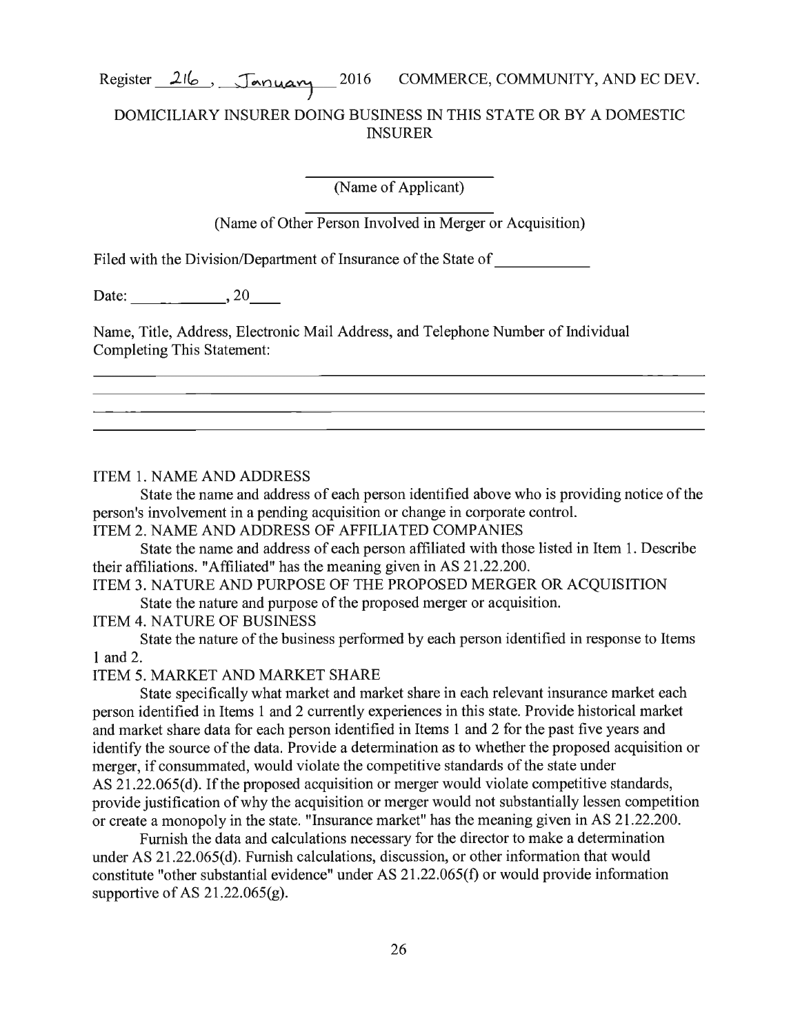DOMICILIARY INSURER DOING BUSINESS IN THIS STATE OR BY A DOMESTIC INSURER

\_\_\_\_\_\_\_\_\_\_\_\_\_\_\_\_\_\_\_\_\_\_\_\_
(Name of Applicant)

\_\_\_\_\_\_\_\_\_\_\_\_\_\_\_\_\_\_\_\_\_\_\_\_
(Name of Other Person Involved in Merger or Acquisition)

Filed with the Division/Department of Insurance of the State of \_\_\_\_\_\_\_\_\_\_\_\_

Date: \_\_\_\_\_\_\_\_\_\_\_\_\_\_, 20\_\_\_\_

Name, Title, Address, Electronic Mail Address, and Telephone Number of Individual Completing This Statement:

\_\_\_\_\_\_\_\_\_\_\_\_\_\_\_\_\_\_\_\_\_\_\_\_\_\_\_\_\_\_\_\_\_\_\_\_\_\_\_\_\_\_\_\_\_\_\_\_\_\_\_\_\_\_\_\_\_\_\_\_\_\_\_\_\_\_\_\_\_\_\_\_\_\_
\_\_\_\_\_\_\_\_\_\_\_\_\_\_\_\_\_\_\_\_\_\_\_\_\_\_\_\_\_\_\_\_\_\_\_\_\_\_\_\_\_\_\_\_\_\_\_\_\_\_\_\_\_\_\_\_\_\_\_\_\_\_\_\_\_\_\_\_\_\_\_\_\_\_
\_\_\_\_\_\_\_\_\_\_\_\_\_\_\_\_\_\_\_\_\_\_\_\_\_\_\_\_\_\_\_\_\_\_\_\_\_\_\_\_\_\_\_\_\_\_\_\_\_\_\_\_\_\_\_\_\_\_\_\_\_\_\_\_\_\_\_\_\_\_\_\_\_\_
\_\_\_\_\_\_\_\_\_\_\_\_\_\_\_\_\_\_\_\_\_\_\_\_\_\_\_\_\_\_\_\_\_\_\_\_\_\_\_\_\_\_\_\_\_\_\_\_\_\_\_\_\_\_\_\_\_\_\_\_\_\_\_\_\_\_\_\_\_\_\_\_\_\_

ITEM 1. NAME AND ADDRESS

State the name and address of each person identified above who is providing notice of the person's involvement in a pending acquisition or change in corporate control.

ITEM 2. NAME AND ADDRESS OF AFFILIATED COMPANIES

State the name and address of each person affiliated with those listed in Item 1. Describe their affiliations. "Affiliated" has the meaning given in AS 21.22.200.

ITEM 3. NATURE AND PURPOSE OF THE PROPOSED MERGER OR ACQUISITION

State the nature and purpose of the proposed merger or acquisition.

ITEM 4. NATURE OF BUSINESS

State the nature of the business performed by each person identified in response to Items 1 and 2.

ITEM 5. MARKET AND MARKET SHARE

State specifically what market and market share in each relevant insurance market each person identified in Items 1 and 2 currently experiences in this state. Provide historical market and market share data for each person identified in Items 1 and 2 for the past five years and identify the source of the data. Provide a determination as to whether the proposed acquisition or merger, if consummated, would violate the competitive standards of the state under AS 21.22.065(d). If the proposed acquisition or merger would violate competitive standards, provide justification of why the acquisition or merger would not substantially lessen competition or create a monopoly in the state. "Insurance market" has the meaning given in AS 21.22.200.

Furnish the data and calculations necessary for the director to make a determination under AS 21.22.065(d). Furnish calculations, discussion, or other information that would constitute "other substantial evidence" under AS 21.22.065(f) or would provide information supportive of AS 21.22.065(g).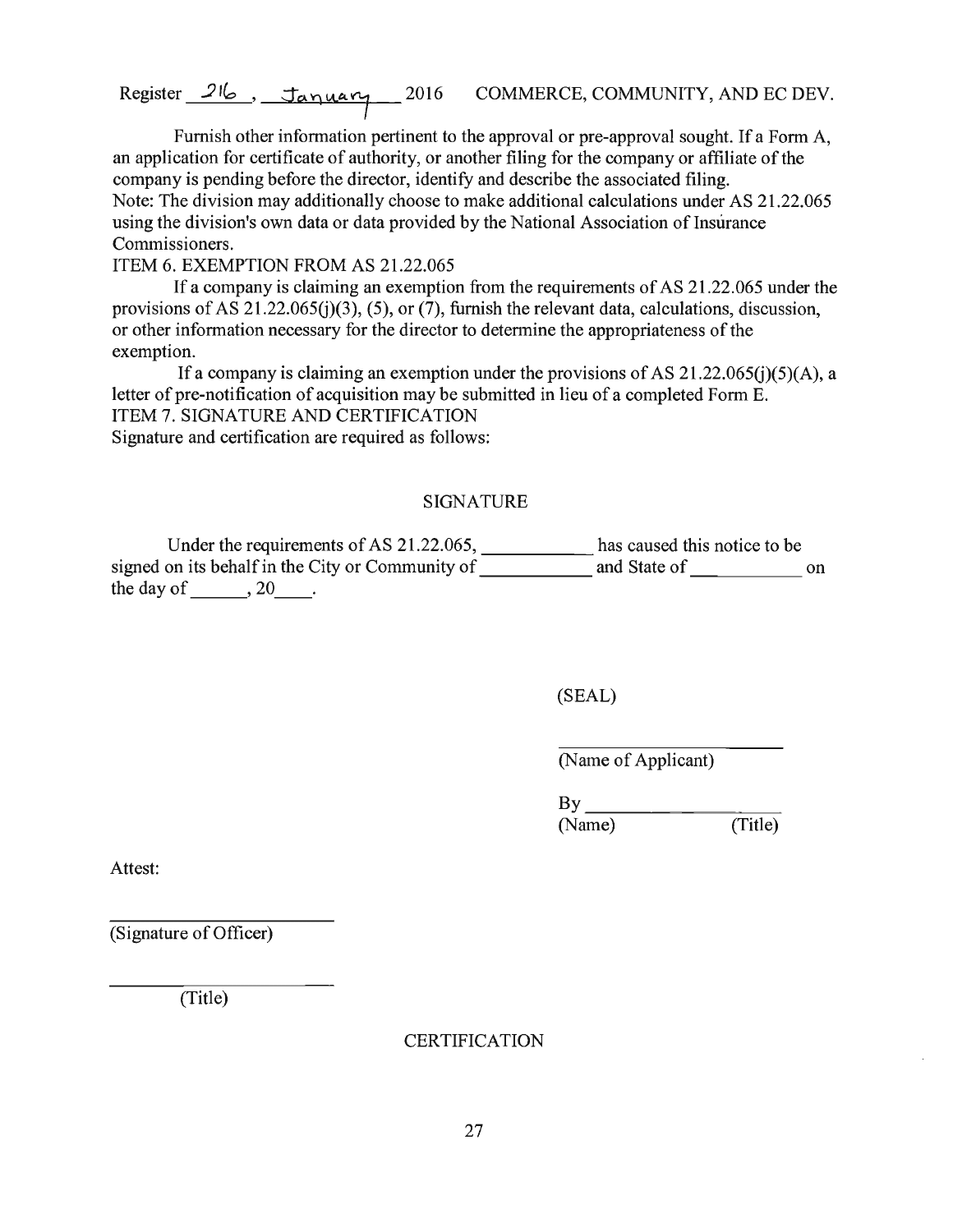Furnish other information pertinent to the approval or pre-approval sought. If a Form A, an application for certificate of authority, or another filing for the company or affiliate of the company is pending before the director, identify and describe the associated filing.

Note: The division may additionally choose to make additional calculations under AS 21.22.065 using the division's own data or data provided by the National Association of Insurance Commissioners.

ITEM 6. EXEMPTION FROM AS 21.22.065

If a company is claiming an exemption from the requirements of AS 21.22.065 under the provisions of AS 21.22.065(j)(3), (5), or (7), furnish the relevant data, calculations, discussion, or other information necessary for the director to determine the appropriateness of the exemption.

If a company is claiming an exemption under the provisions of AS 21.22.065(j)(5)(A), a letter of pre-notification of acquisition may be submitted in lieu of a completed Form E.

ITEM 7. SIGNATURE AND CERTIFICATION

Signature and certification are required as follows:

SIGNATURE

Under the requirements of AS 21.22.065, ___________ has caused this notice to be signed on its behalf in the City or Community of ___________ and State of ___________ on the day of ______, 20____.

(SEAL)

___________________
(Name of Applicant)

By ___________________
(Name) (Title)

Attest:

___________________
(Signature of Officer)

___________________
(Title)

CERTIFICATION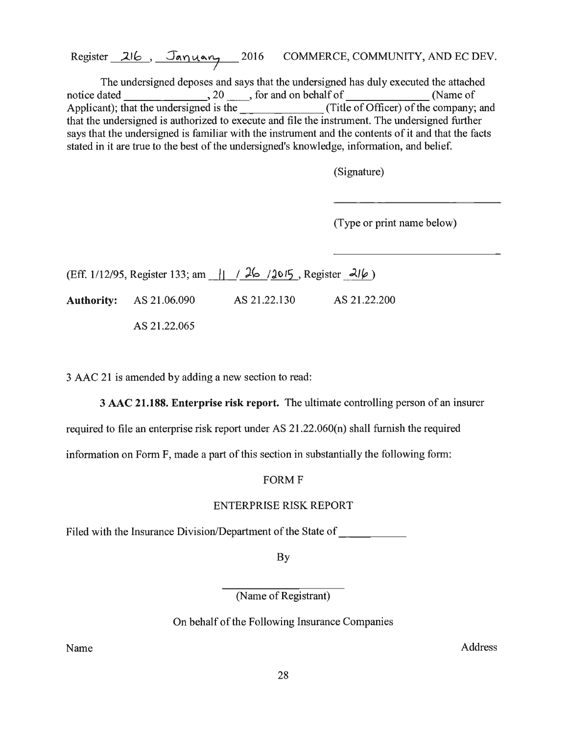The undersigned deposes and says that the undersigned has duly executed the attached notice dated _______________, 20 ____, for and on behalf of _______________ (Name of Applicant); that the undersigned is the _______________ (Title of Officer) of the company; and that the undersigned is authorized to execute and file the instrument. The undersigned further says that the undersigned is familiar with the instrument and the contents of it and that the facts stated in it are true to the best of the undersigned's knowledge, information, and belief.

(Signature)

_______________________________

(Type or print name below)

_______________________________

(Eff. 1/12/95, Register 133; am 11 / 26 /2015, Register 216)

**Authority:** AS 21.06.090 AS 21.22.130 AS 21.22.200

AS 21.22.065

3 AAC 21 is amended by adding a new section to read:

**3 AAC 21.188. Enterprise risk report.** The ultimate controlling person of an insurer required to file an enterprise risk report under AS 21.22.060(n) shall furnish the required information on Form F, made a part of this section in substantially the following form:

FORM F

ENTERPRISE RISK REPORT

Filed with the Insurance Division/Department of the State of ____________

By

_______________________

(Name of Registrant)

On behalf of the Following Insurance Companies

Name Address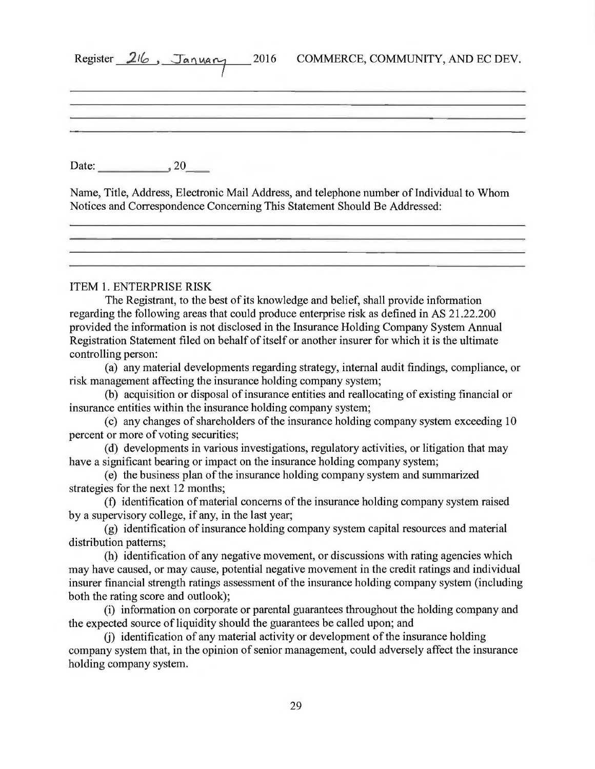Date: ___________, 20___

Name, Title, Address, Electronic Mail Address, and telephone number of Individual to Whom Notices and Correspondence Concerning This Statement Should Be Addressed:

______________________________________________________________________

______________________________________________________________________

______________________________________________________________________

______________________________________________________________________

ITEM 1. ENTERPRISE RISK

The Registrant, to the best of its knowledge and belief, shall provide information regarding the following areas that could produce enterprise risk as defined in AS 21.22.200 provided the information is not disclosed in the Insurance Holding Company System Annual Registration Statement filed on behalf of itself or another insurer for which it is the ultimate controlling person:

(a) any material developments regarding strategy, internal audit findings, compliance, or risk management affecting the insurance holding company system;

(b) acquisition or disposal of insurance entities and reallocating of existing financial or insurance entities within the insurance holding company system;

(c) any changes of shareholders of the insurance holding company system exceeding 10 percent or more of voting securities;

(d) developments in various investigations, regulatory activities, or litigation that may have a significant bearing or impact on the insurance holding company system;

(e) the business plan of the insurance holding company system and summarized strategies for the next 12 months;

(f) identification of material concerns of the insurance holding company system raised by a supervisory college, if any, in the last year;

(g) identification of insurance holding company system capital resources and material distribution patterns;

(h) identification of any negative movement, or discussions with rating agencies which may have caused, or may cause, potential negative movement in the credit ratings and individual insurer financial strength ratings assessment of the insurance holding company system (including both the rating score and outlook);

(i) information on corporate or parental guarantees throughout the holding company and the expected source of liquidity should the guarantees be called upon; and

(j) identification of any material activity or development of the insurance holding company system that, in the opinion of senior management, could adversely affect the insurance holding company system.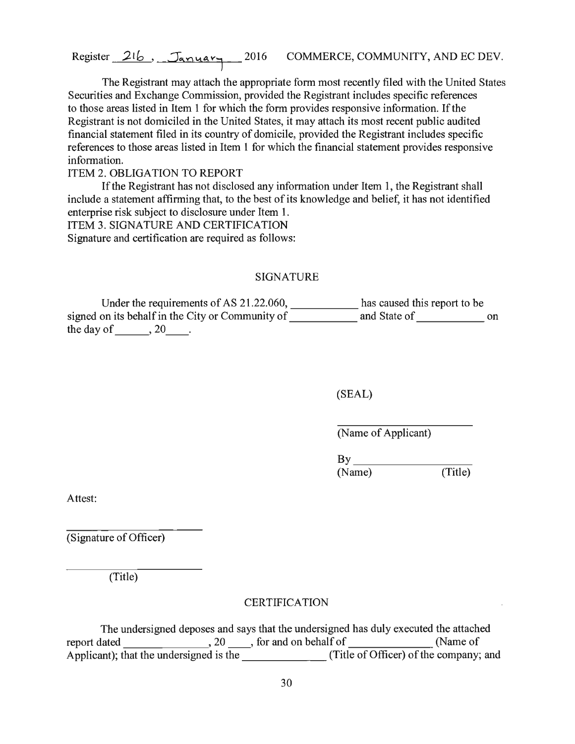The Registrant may attach the appropriate form most recently filed with the United States Securities and Exchange Commission, provided the Registrant includes specific references to those areas listed in Item 1 for which the form provides responsive information. If the Registrant is not domiciled in the United States, it may attach its most recent public audited financial statement filed in its country of domicile, provided the Registrant includes specific references to those areas listed in Item 1 for which the financial statement provides responsive information.

ITEM 2. OBLIGATION TO REPORT

If the Registrant has not disclosed any information under Item 1, the Registrant shall include a statement affirming that, to the best of its knowledge and belief, it has not identified enterprise risk subject to disclosure under Item 1.

ITEM 3. SIGNATURE AND CERTIFICATION

Signature and certification are required as follows:

SIGNATURE

Under the requirements of AS 21.22.060, ____________ has caused this report to be signed on its behalf in the City or Community of ____________ and State of ____________ on the day of ______, 20____.

(SEAL)

______________________
(Name of Applicant)

By ____________________
(Name) (Title)

Attest:

______________________
(Signature of Officer)

______________________
(Title)

CERTIFICATION

The undersigned deposes and says that the undersigned has duly executed the attached report dated ______________, 20 ____, for and on behalf of ______________ (Name of Applicant); that the undersigned is the ______________ (Title of Officer) of the company; and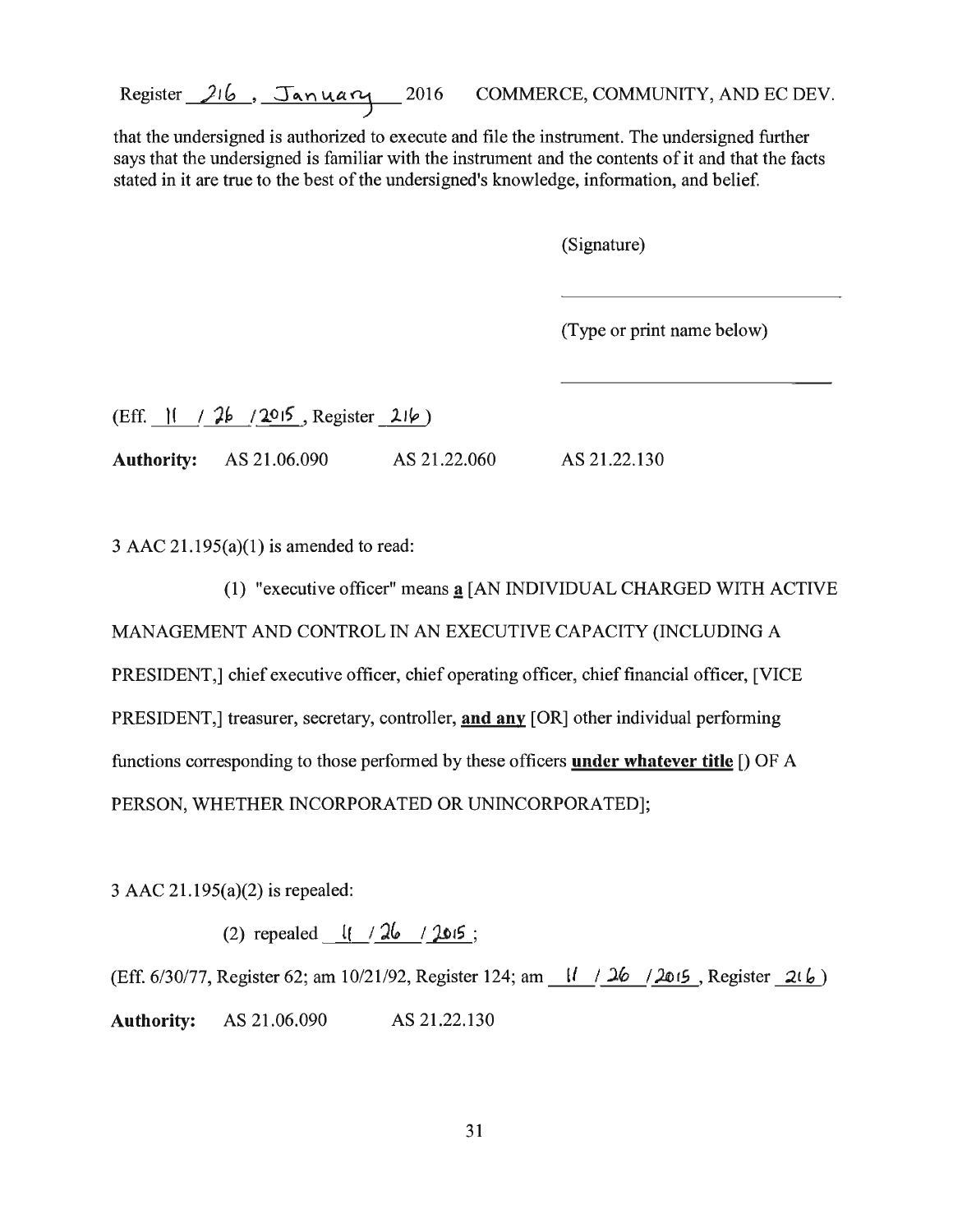that the undersigned is authorized to execute and file the instrument. The undersigned further says that the undersigned is familiar with the instrument and the contents of it and that the facts stated in it are true to the best of the undersigned's knowledge, information, and belief.

(Signature)

______________________________

(Type or print name below)

______________________________

(Eff. 11 / 26 /2015, Register 216)

**Authority:** AS 21.06.090 AS 21.22.060 AS 21.22.130

3 AAC 21.195(a)(1) is amended to read:

(1) "executive officer" means **a** [AN INDIVIDUAL CHARGED WITH ACTIVE MANAGEMENT AND CONTROL IN AN EXECUTIVE CAPACITY (INCLUDING A PRESIDENT,] chief executive officer, chief operating officer, chief financial officer, [VICE PRESIDENT,] treasurer, secretary, controller, **and any** [OR] other individual performing functions corresponding to those performed by these officers **under whatever title** [) OF A PERSON, WHETHER INCORPORATED OR UNINCORPORATED];

3 AAC 21.195(a)(2) is repealed:

(2) repealed 11 / 26 / 2015;

(Eff. 6/30/77, Register 62; am 10/21/92, Register 124; am 11 / 26 /2015, Register 216)

**Authority:** AS 21.06.090 AS 21.22.130